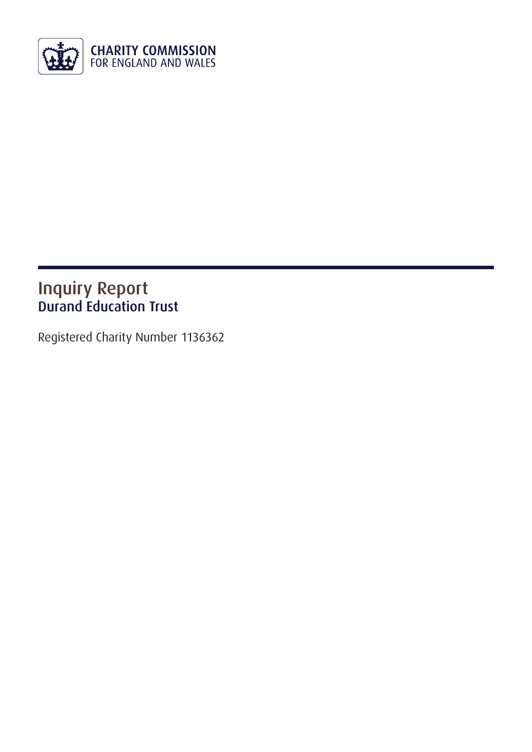CHARITY COMMISSION
FOR ENGLAND AND WALES

# Inquiry Report

## Durand Education Trust

Registered Charity Number 1136362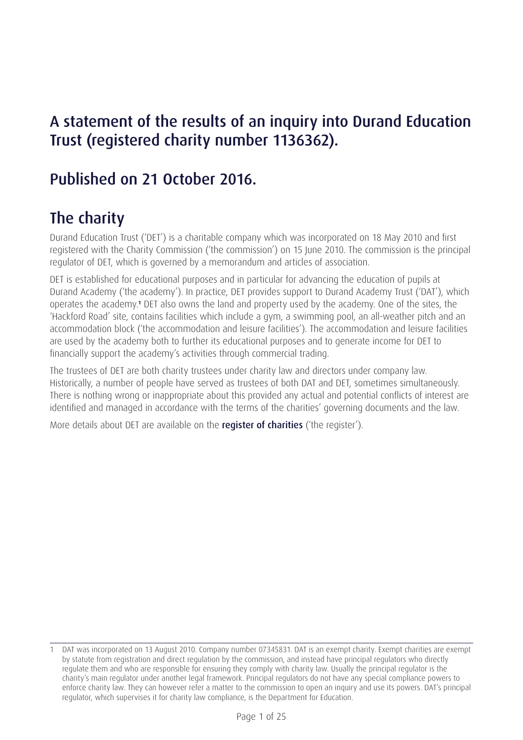## A statement of the results of an inquiry into Durand Education Trust (registered charity number 1136362).

## Published on 21 October 2016.

## The charity

Durand Education Trust ('DET') is a charitable company which was incorporated on 18 May 2010 and first registered with the Charity Commission ('the commission') on 15 June 2010. The commission is the principal regulator of DET, which is governed by a memorandum and articles of association.

DET is established for educational purposes and in particular for advancing the education of pupils at Durand Academy ('the academy'). In practice, DET provides support to Durand Academy Trust ('DAT'), which operates the academy.[1] DET also owns the land and property used by the academy. One of the sites, the 'Hackford Road' site, contains facilities which include a gym, a swimming pool, an all-weather pitch and an accommodation block ('the accommodation and leisure facilities'). The accommodation and leisure facilities are used by the academy both to further its educational purposes and to generate income for DET to financially support the academy's activities through commercial trading.

The trustees of DET are both charity trustees under charity law and directors under company law. Historically, a number of people have served as trustees of both DAT and DET, sometimes simultaneously. There is nothing wrong or inappropriate about this provided any actual and potential conflicts of interest are identified and managed in accordance with the terms of the charities' governing documents and the law.

More details about DET are available on the **register of charities** ('the register').

---

1 DAT was incorporated on 13 August 2010. Company number 07345831. DAT is an exempt charity. Exempt charities are exempt by statute from registration and direct regulation by the commission, and instead have principal regulators who directly regulate them and who are responsible for ensuring they comply with charity law. Usually the principal regulator is the charity's main regulator under another legal framework. Principal regulators do not have any special compliance powers to enforce charity law. They can however refer a matter to the commission to open an inquiry and use its powers. DAT's principal regulator, which supervises it for charity law compliance, is the Department for Education.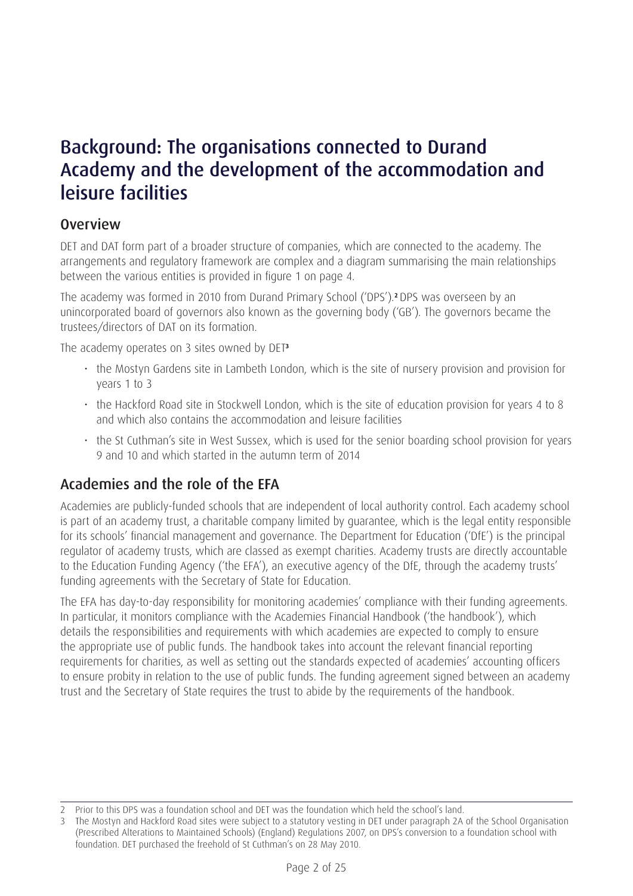# Background: The organisations connected to Durand Academy and the development of the accommodation and leisure facilities

## Overview

DET and DAT form part of a broader structure of companies, which are connected to the academy. The arrangements and regulatory framework are complex and a diagram summarising the main relationships between the various entities is provided in figure 1 on page 4.

The academy was formed in 2010 from Durand Primary School ('DPS').[2] DPS was overseen by an unincorporated board of governors also known as the governing body ('GB'). The governors became the trustees/directors of DAT on its formation.

The academy operates on 3 sites owned by DET[3]

- the Mostyn Gardens site in Lambeth London, which is the site of nursery provision and provision for years 1 to 3
- the Hackford Road site in Stockwell London, which is the site of education provision for years 4 to 8 and which also contains the accommodation and leisure facilities
- the St Cuthman's site in West Sussex, which is used for the senior boarding school provision for years 9 and 10 and which started in the autumn term of 2014

## Academies and the role of the EFA

Academies are publicly-funded schools that are independent of local authority control. Each academy school is part of an academy trust, a charitable company limited by guarantee, which is the legal entity responsible for its schools' financial management and governance. The Department for Education ('DfE') is the principal regulator of academy trusts, which are classed as exempt charities. Academy trusts are directly accountable to the Education Funding Agency ('the EFA'), an executive agency of the DfE, through the academy trusts' funding agreements with the Secretary of State for Education.

The EFA has day-to-day responsibility for monitoring academies' compliance with their funding agreements. In particular, it monitors compliance with the Academies Financial Handbook ('the handbook'), which details the responsibilities and requirements with which academies are expected to comply to ensure the appropriate use of public funds. The handbook takes into account the relevant financial reporting requirements for charities, as well as setting out the standards expected of academies' accounting officers to ensure probity in relation to the use of public funds. The funding agreement signed between an academy trust and the Secretary of State requires the trust to abide by the requirements of the handbook.

---

2 Prior to this DPS was a foundation school and DET was the foundation which held the school's land.

3 The Mostyn and Hackford Road sites were subject to a statutory vesting in DET under paragraph 2A of the School Organisation (Prescribed Alterations to Maintained Schools) (England) Regulations 2007, on DPS's conversion to a foundation school with foundation. DET purchased the freehold of St Cuthman's on 28 May 2010.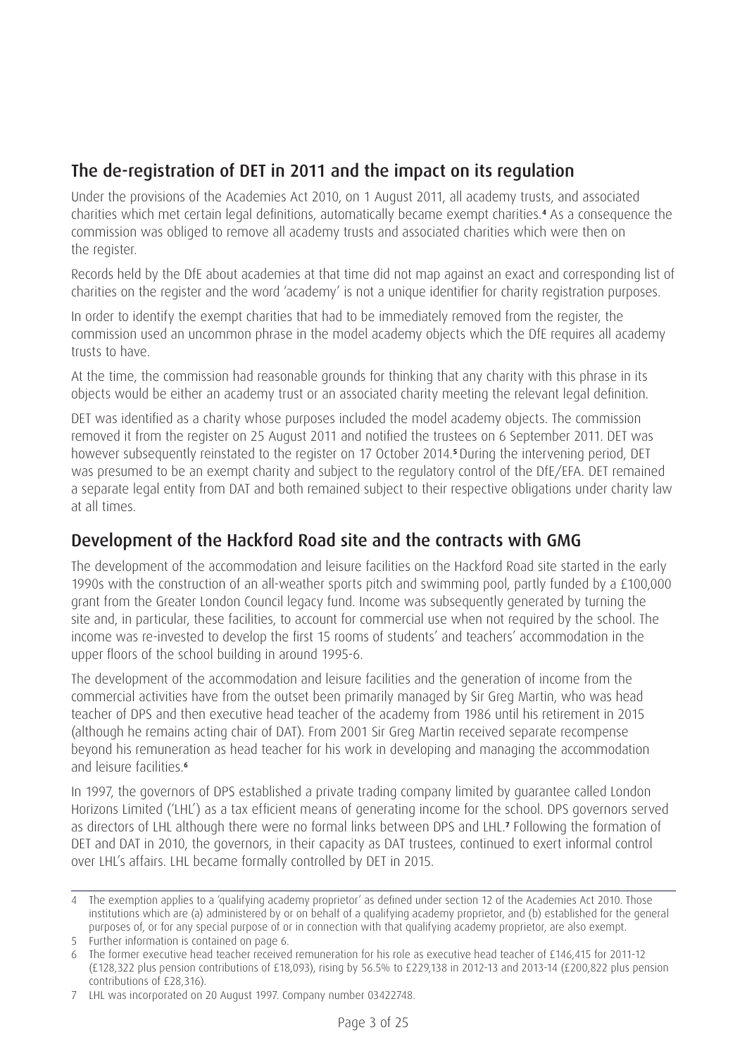## The de-registration of DET in 2011 and the impact on its regulation

Under the provisions of the Academies Act 2010, on 1 August 2011, all academy trusts, and associated charities which met certain legal definitions, automatically became exempt charities.[4] As a consequence the commission was obliged to remove all academy trusts and associated charities which were then on the register.

Records held by the DfE about academies at that time did not map against an exact and corresponding list of charities on the register and the word 'academy' is not a unique identifier for charity registration purposes.

In order to identify the exempt charities that had to be immediately removed from the register, the commission used an uncommon phrase in the model academy objects which the DfE requires all academy trusts to have.

At the time, the commission had reasonable grounds for thinking that any charity with this phrase in its objects would be either an academy trust or an associated charity meeting the relevant legal definition.

DET was identified as a charity whose purposes included the model academy objects. The commission removed it from the register on 25 August 2011 and notified the trustees on 6 September 2011. DET was however subsequently reinstated to the register on 17 October 2014.[5] During the intervening period, DET was presumed to be an exempt charity and subject to the regulatory control of the DfE/EFA. DET remained a separate legal entity from DAT and both remained subject to their respective obligations under charity law at all times.

## Development of the Hackford Road site and the contracts with GMG

The development of the accommodation and leisure facilities on the Hackford Road site started in the early 1990s with the construction of an all-weather sports pitch and swimming pool, partly funded by a £100,000 grant from the Greater London Council legacy fund. Income was subsequently generated by turning the site and, in particular, these facilities, to account for commercial use when not required by the school. The income was re-invested to develop the first 15 rooms of students' and teachers' accommodation in the upper floors of the school building in around 1995-6.

The development of the accommodation and leisure facilities and the generation of income from the commercial activities have from the outset been primarily managed by Sir Greg Martin, who was head teacher of DPS and then executive head teacher of the academy from 1986 until his retirement in 2015 (although he remains acting chair of DAT). From 2001 Sir Greg Martin received separate recompense beyond his remuneration as head teacher for his work in developing and managing the accommodation and leisure facilities.[6]

In 1997, the governors of DPS established a private trading company limited by guarantee called London Horizons Limited ('LHL') as a tax efficient means of generating income for the school. DPS governors served as directors of LHL although there were no formal links between DPS and LHL.[7] Following the formation of DET and DAT in 2010, the governors, in their capacity as DAT trustees, continued to exert informal control over LHL's affairs. LHL became formally controlled by DET in 2015.

---

4 The exemption applies to a 'qualifying academy proprietor' as defined under section 12 of the Academies Act 2010. Those institutions which are (a) administered by or on behalf of a qualifying academy proprietor, and (b) established for the general purposes of, or for any special purpose of or in connection with that qualifying academy proprietor, are also exempt.

5 Further information is contained on page 6.

6 The former executive head teacher received remuneration for his role as executive head teacher of £146,415 for 2011-12 (£128,322 plus pension contributions of £18,093), rising by 56.5% to £229,138 in 2012-13 and 2013-14 (£200,822 plus pension contributions of £28,316).

7 LHL was incorporated on 20 August 1997. Company number 03422748.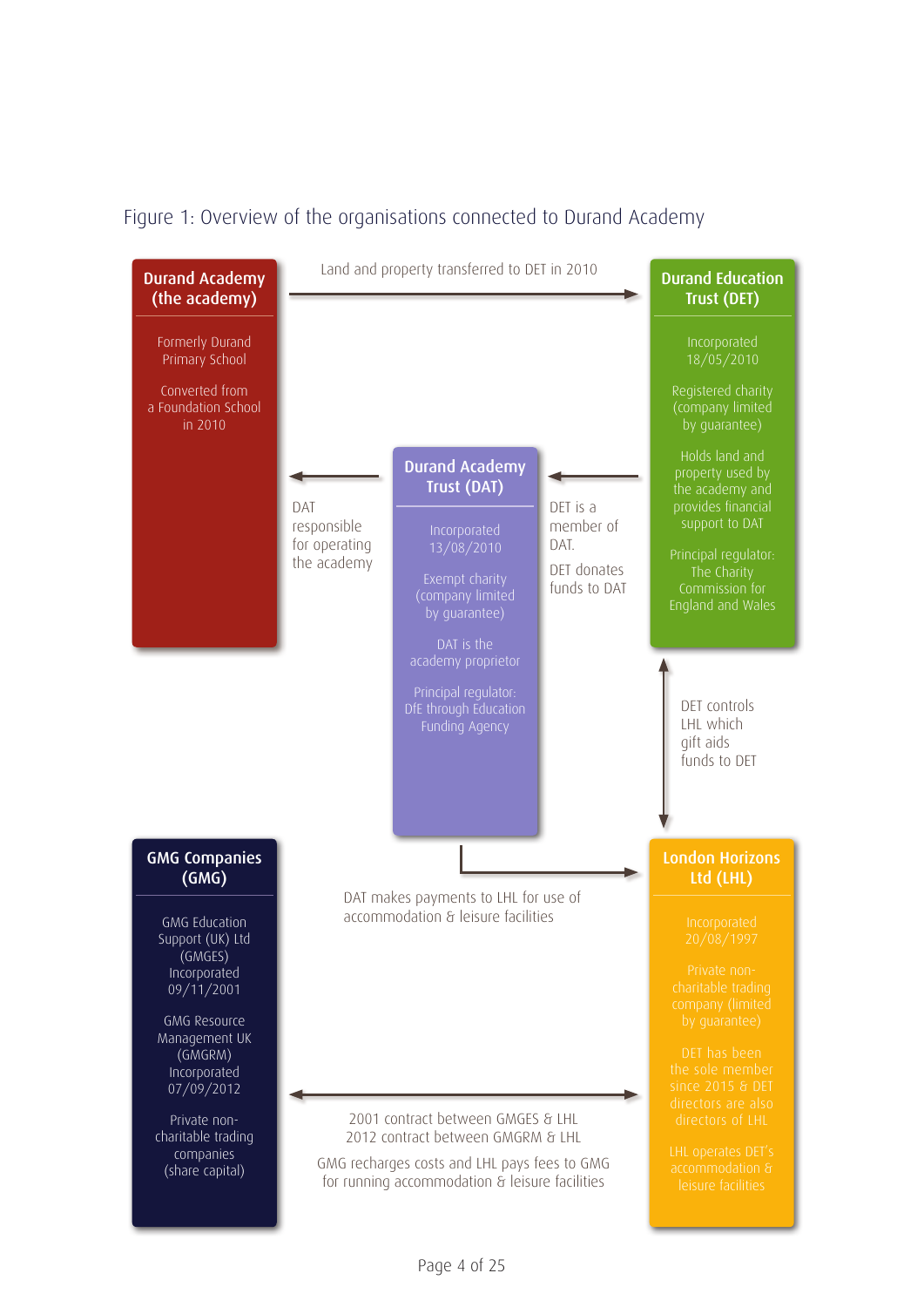Figure 1: Overview of the organisations connected to Durand Academy

**Durand Academy (the academy)**

Formerly Durand Primary School

Converted from a Foundation School in 2010

Land and property transferred to DET in 2010

**Durand Education Trust (DET)**

Incorporated 18/05/2010

Registered charity (company limited by guarantee)

Holds land and property used by the academy and provides financial support to DAT

Principal regulator: The Charity Commission for England and Wales

DAT responsible for operating the academy

**Durand Academy Trust (DAT)**

Incorporated 13/08/2010

Exempt charity (company limited by guarantee)

DAT is the academy proprietor

Principal regulator: DfE through Education Funding Agency

DET is a member of DAT.

DET donates funds to DAT

DET controls LHL which gift aids funds to DET

**GMG Companies (GMG)**

GMG Education Support (UK) Ltd (GMGES) Incorporated 09/11/2001

GMG Resource Management UK (GMGRM) Incorporated 07/09/2012

Private non-charitable trading companies (share capital)

DAT makes payments to LHL for use of accommodation & leisure facilities

**London Horizons Ltd (LHL)**

Incorporated 20/08/1997

Private non-charitable trading company (limited by guarantee)

DET has been the sole member since 2015 & DET directors are also directors of LHL

LHL operates DET's accommodation & leisure facilities

2001 contract between GMGES & LHL
2012 contract between GMGRM & LHL

GMG recharges costs and LHL pays fees to GMG for running accommodation & leisure facilities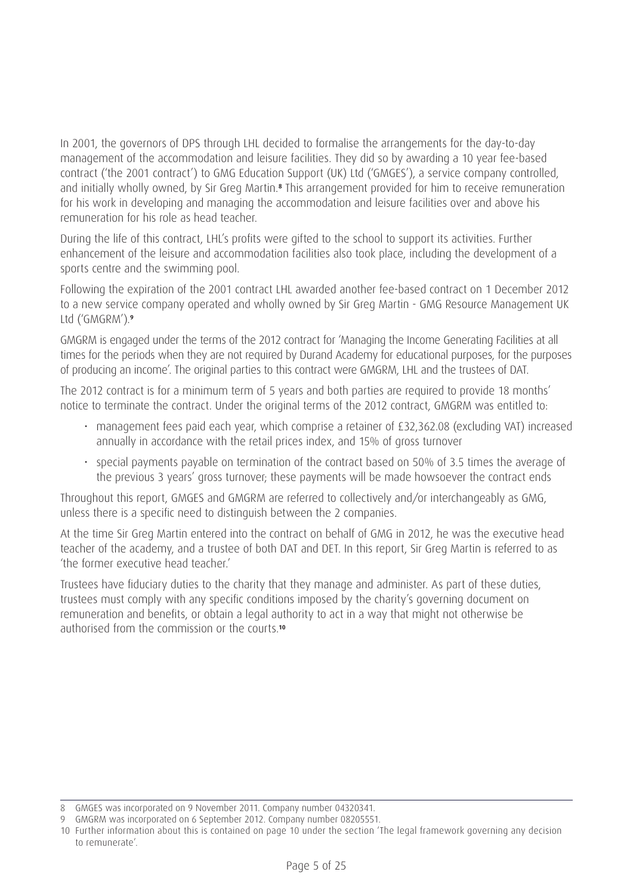In 2001, the governors of DPS through LHL decided to formalise the arrangements for the day-to-day management of the accommodation and leisure facilities. They did so by awarding a 10 year fee-based contract ('the 2001 contract') to GMG Education Support (UK) Ltd ('GMGES'), a service company controlled, and initially wholly owned, by Sir Greg Martin.[8] This arrangement provided for him to receive remuneration for his work in developing and managing the accommodation and leisure facilities over and above his remuneration for his role as head teacher.

During the life of this contract, LHL's profits were gifted to the school to support its activities. Further enhancement of the leisure and accommodation facilities also took place, including the development of a sports centre and the swimming pool.

Following the expiration of the 2001 contract LHL awarded another fee-based contract on 1 December 2012 to a new service company operated and wholly owned by Sir Greg Martin - GMG Resource Management UK Ltd ('GMGRM').[9]

GMGRM is engaged under the terms of the 2012 contract for 'Managing the Income Generating Facilities at all times for the periods when they are not required by Durand Academy for educational purposes, for the purposes of producing an income'. The original parties to this contract were GMGRM, LHL and the trustees of DAT.

The 2012 contract is for a minimum term of 5 years and both parties are required to provide 18 months' notice to terminate the contract. Under the original terms of the 2012 contract, GMGRM was entitled to:

- management fees paid each year, which comprise a retainer of £32,362.08 (excluding VAT) increased annually in accordance with the retail prices index, and 15% of gross turnover
- special payments payable on termination of the contract based on 50% of 3.5 times the average of the previous 3 years' gross turnover; these payments will be made howsoever the contract ends

Throughout this report, GMGES and GMGRM are referred to collectively and/or interchangeably as GMG, unless there is a specific need to distinguish between the 2 companies.

At the time Sir Greg Martin entered into the contract on behalf of GMG in 2012, he was the executive head teacher of the academy, and a trustee of both DAT and DET. In this report, Sir Greg Martin is referred to as 'the former executive head teacher.'

Trustees have fiduciary duties to the charity that they manage and administer. As part of these duties, trustees must comply with any specific conditions imposed by the charity's governing document on remuneration and benefits, or obtain a legal authority to act in a way that might not otherwise be authorised from the commission or the courts.[10]

---

8 GMGES was incorporated on 9 November 2011. Company number 04320341.

9 GMGRM was incorporated on 6 September 2012. Company number 08205551.

10 Further information about this is contained on page 10 under the section 'The legal framework governing any decision to remunerate'.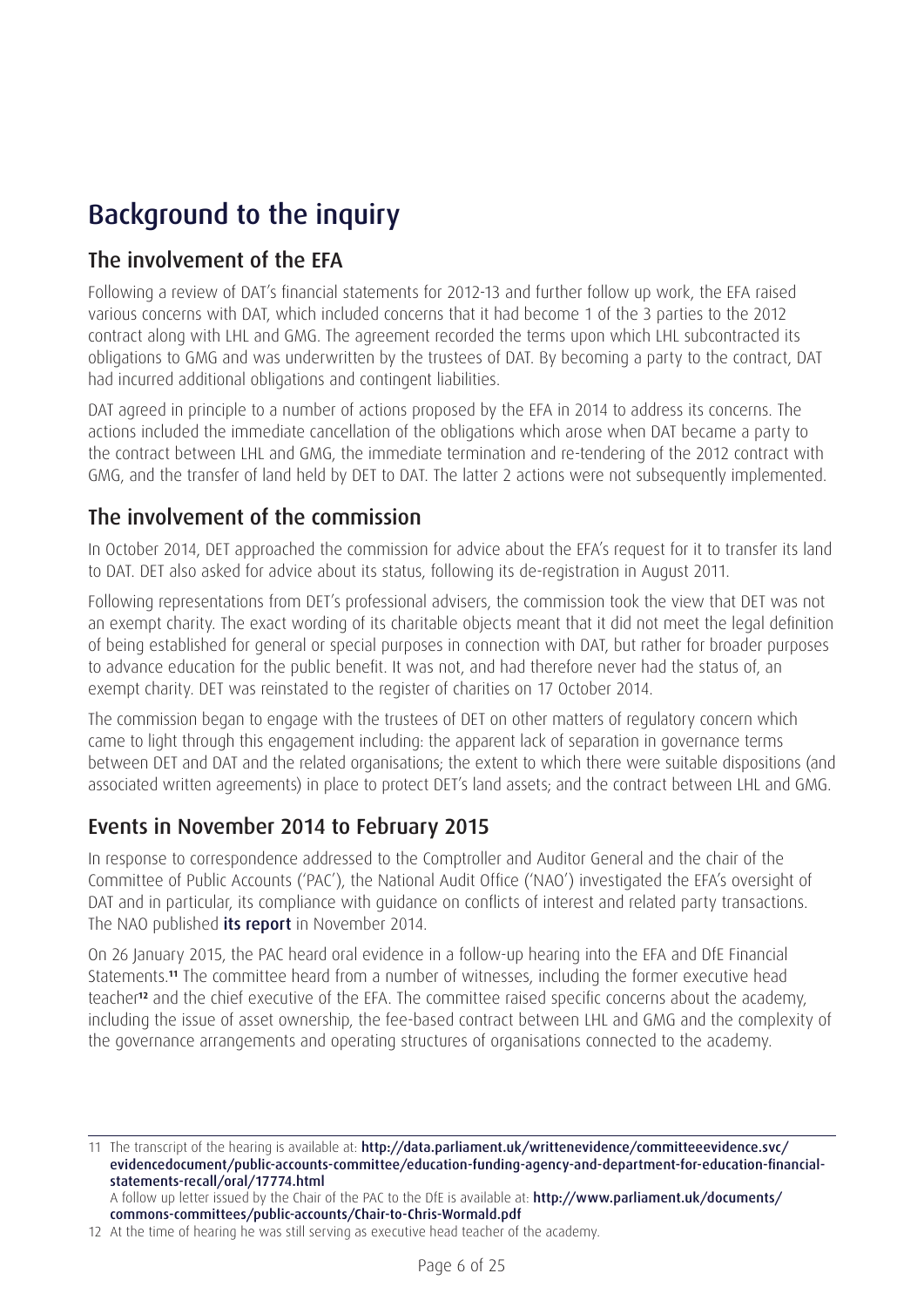# Background to the inquiry

## The involvement of the EFA

Following a review of DAT's financial statements for 2012-13 and further follow up work, the EFA raised various concerns with DAT, which included concerns that it had become 1 of the 3 parties to the 2012 contract along with LHL and GMG. The agreement recorded the terms upon which LHL subcontracted its obligations to GMG and was underwritten by the trustees of DAT. By becoming a party to the contract, DAT had incurred additional obligations and contingent liabilities.

DAT agreed in principle to a number of actions proposed by the EFA in 2014 to address its concerns. The actions included the immediate cancellation of the obligations which arose when DAT became a party to the contract between LHL and GMG, the immediate termination and re-tendering of the 2012 contract with GMG, and the transfer of land held by DET to DAT. The latter 2 actions were not subsequently implemented.

## The involvement of the commission

In October 2014, DET approached the commission for advice about the EFA's request for it to transfer its land to DAT. DET also asked for advice about its status, following its de-registration in August 2011.

Following representations from DET's professional advisers, the commission took the view that DET was not an exempt charity. The exact wording of its charitable objects meant that it did not meet the legal definition of being established for general or special purposes in connection with DAT, but rather for broader purposes to advance education for the public benefit. It was not, and had therefore never had the status of, an exempt charity. DET was reinstated to the register of charities on 17 October 2014.

The commission began to engage with the trustees of DET on other matters of regulatory concern which came to light through this engagement including: the apparent lack of separation in governance terms between DET and DAT and the related organisations; the extent to which there were suitable dispositions (and associated written agreements) in place to protect DET's land assets; and the contract between LHL and GMG.

## Events in November 2014 to February 2015

In response to correspondence addressed to the Comptroller and Auditor General and the chair of the Committee of Public Accounts ('PAC'), the National Audit Office ('NAO') investigated the EFA's oversight of DAT and in particular, its compliance with guidance on conflicts of interest and related party transactions. The NAO published **its report** in November 2014.

On 26 January 2015, the PAC heard oral evidence in a follow-up hearing into the EFA and DfE Financial Statements.[11] The committee heard from a number of witnesses, including the former executive head teacher[12] and the chief executive of the EFA. The committee raised specific concerns about the academy, including the issue of asset ownership, the fee-based contract between LHL and GMG and the complexity of the governance arrangements and operating structures of organisations connected to the academy.

---

11 The transcript of the hearing is available at: **http://data.parliament.uk/writtenevidence/committeeevidence.svc/evidencedocument/public-accounts-committee/education-funding-agency-and-department-for-education-financial-statements-recall/oral/17774.html**
A follow up letter issued by the Chair of the PAC to the DfE is available at: **http://www.parliament.uk/documents/commons-committees/public-accounts/Chair-to-Chris-Wormald.pdf**

12 At the time of hearing he was still serving as executive head teacher of the academy.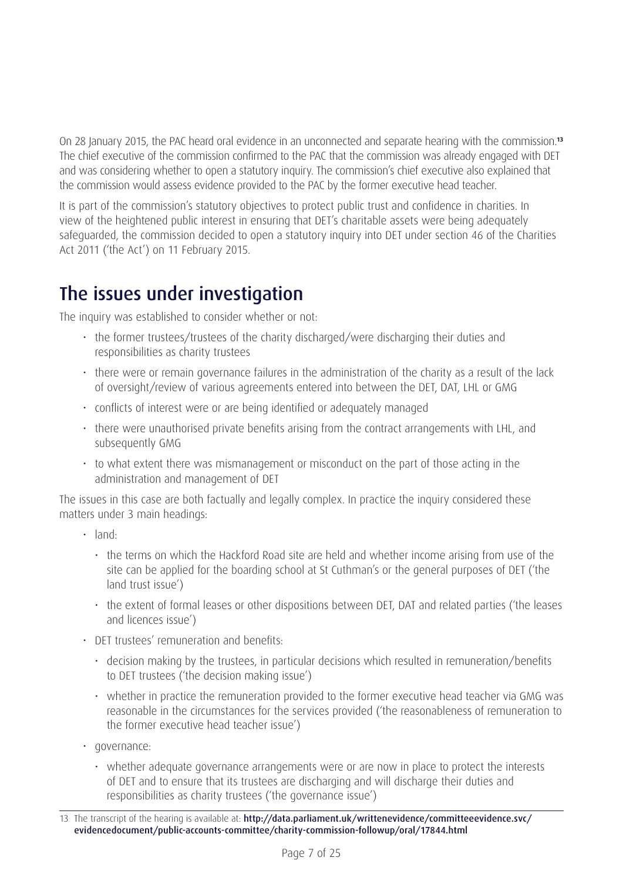On 28 January 2015, the PAC heard oral evidence in an unconnected and separate hearing with the commission.[13] The chief executive of the commission confirmed to the PAC that the commission was already engaged with DET and was considering whether to open a statutory inquiry. The commission's chief executive also explained that the commission would assess evidence provided to the PAC by the former executive head teacher.

It is part of the commission's statutory objectives to protect public trust and confidence in charities. In view of the heightened public interest in ensuring that DET's charitable assets were being adequately safeguarded, the commission decided to open a statutory inquiry into DET under section 46 of the Charities Act 2011 ('the Act') on 11 February 2015.

## The issues under investigation

The inquiry was established to consider whether or not:

- the former trustees/trustees of the charity discharged/were discharging their duties and responsibilities as charity trustees
- there were or remain governance failures in the administration of the charity as a result of the lack of oversight/review of various agreements entered into between the DET, DAT, LHL or GMG
- conflicts of interest were or are being identified or adequately managed
- there were unauthorised private benefits arising from the contract arrangements with LHL, and subsequently GMG
- to what extent there was mismanagement or misconduct on the part of those acting in the administration and management of DET

The issues in this case are both factually and legally complex. In practice the inquiry considered these matters under 3 main headings:

- land:
  - the terms on which the Hackford Road site are held and whether income arising from use of the site can be applied for the boarding school at St Cuthman's or the general purposes of DET ('the land trust issue')
  - the extent of formal leases or other dispositions between DET, DAT and related parties ('the leases and licences issue')
- DET trustees' remuneration and benefits:
  - decision making by the trustees, in particular decisions which resulted in remuneration/benefits to DET trustees ('the decision making issue')
  - whether in practice the remuneration provided to the former executive head teacher via GMG was reasonable in the circumstances for the services provided ('the reasonableness of remuneration to the former executive head teacher issue')
- governance:
  - whether adequate governance arrangements were or are now in place to protect the interests of DET and to ensure that its trustees are discharging and will discharge their duties and responsibilities as charity trustees ('the governance issue')

---

13 The transcript of the hearing is available at: **http://data.parliament.uk/writtenevidence/committeeevidence.svc/evidencedocument/public-accounts-committee/charity-commission-followup/oral/17844.html**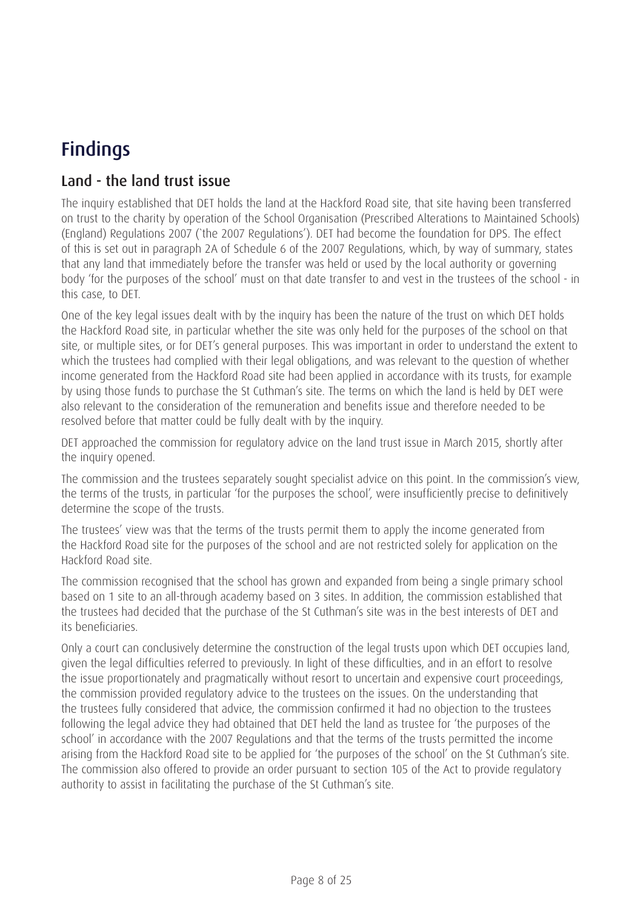# Findings

## Land - the land trust issue

The inquiry established that DET holds the land at the Hackford Road site, that site having been transferred on trust to the charity by operation of the School Organisation (Prescribed Alterations to Maintained Schools) (England) Regulations 2007 (`the 2007 Regulations'). DET had become the foundation for DPS. The effect of this is set out in paragraph 2A of Schedule 6 of the 2007 Regulations, which, by way of summary, states that any land that immediately before the transfer was held or used by the local authority or governing body 'for the purposes of the school' must on that date transfer to and vest in the trustees of the school - in this case, to DET.

One of the key legal issues dealt with by the inquiry has been the nature of the trust on which DET holds the Hackford Road site, in particular whether the site was only held for the purposes of the school on that site, or multiple sites, or for DET's general purposes. This was important in order to understand the extent to which the trustees had complied with their legal obligations, and was relevant to the question of whether income generated from the Hackford Road site had been applied in accordance with its trusts, for example by using those funds to purchase the St Cuthman's site. The terms on which the land is held by DET were also relevant to the consideration of the remuneration and benefits issue and therefore needed to be resolved before that matter could be fully dealt with by the inquiry.

DET approached the commission for regulatory advice on the land trust issue in March 2015, shortly after the inquiry opened.

The commission and the trustees separately sought specialist advice on this point. In the commission's view, the terms of the trusts, in particular 'for the purposes the school', were insufficiently precise to definitively determine the scope of the trusts.

The trustees' view was that the terms of the trusts permit them to apply the income generated from the Hackford Road site for the purposes of the school and are not restricted solely for application on the Hackford Road site.

The commission recognised that the school has grown and expanded from being a single primary school based on 1 site to an all-through academy based on 3 sites. In addition, the commission established that the trustees had decided that the purchase of the St Cuthman's site was in the best interests of DET and its beneficiaries.

Only a court can conclusively determine the construction of the legal trusts upon which DET occupies land, given the legal difficulties referred to previously. In light of these difficulties, and in an effort to resolve the issue proportionately and pragmatically without resort to uncertain and expensive court proceedings, the commission provided regulatory advice to the trustees on the issues. On the understanding that the trustees fully considered that advice, the commission confirmed it had no objection to the trustees following the legal advice they had obtained that DET held the land as trustee for 'the purposes of the school' in accordance with the 2007 Regulations and that the terms of the trusts permitted the income arising from the Hackford Road site to be applied for 'the purposes of the school' on the St Cuthman's site. The commission also offered to provide an order pursuant to section 105 of the Act to provide regulatory authority to assist in facilitating the purchase of the St Cuthman's site.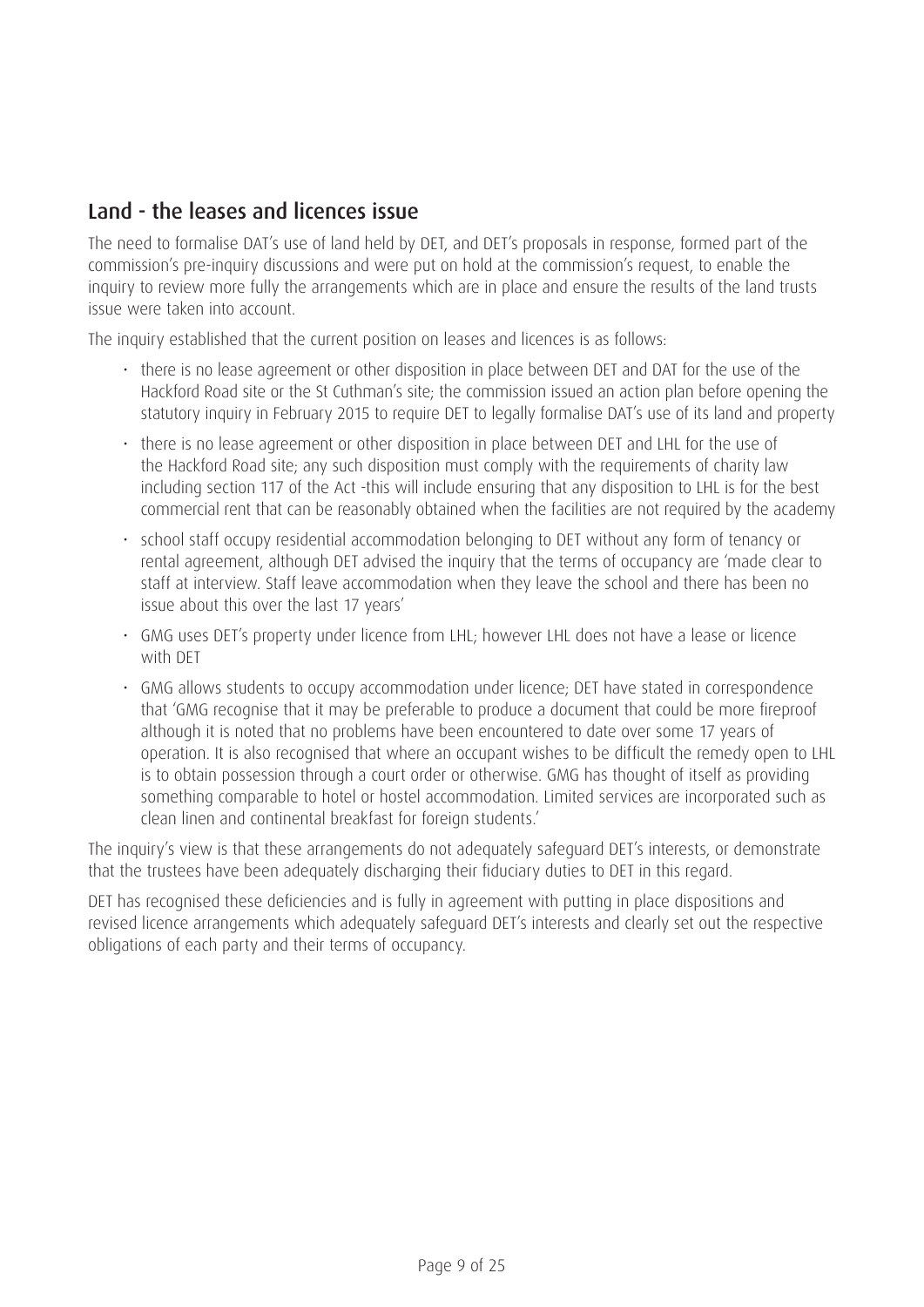## Land - the leases and licences issue

The need to formalise DAT's use of land held by DET, and DET's proposals in response, formed part of the commission's pre-inquiry discussions and were put on hold at the commission's request, to enable the inquiry to review more fully the arrangements which are in place and ensure the results of the land trusts issue were taken into account.

The inquiry established that the current position on leases and licences is as follows:

- there is no lease agreement or other disposition in place between DET and DAT for the use of the Hackford Road site or the St Cuthman's site; the commission issued an action plan before opening the statutory inquiry in February 2015 to require DET to legally formalise DAT's use of its land and property
- there is no lease agreement or other disposition in place between DET and LHL for the use of the Hackford Road site; any such disposition must comply with the requirements of charity law including section 117 of the Act -this will include ensuring that any disposition to LHL is for the best commercial rent that can be reasonably obtained when the facilities are not required by the academy
- school staff occupy residential accommodation belonging to DET without any form of tenancy or rental agreement, although DET advised the inquiry that the terms of occupancy are 'made clear to staff at interview. Staff leave accommodation when they leave the school and there has been no issue about this over the last 17 years'
- GMG uses DET's property under licence from LHL; however LHL does not have a lease or licence with DET
- GMG allows students to occupy accommodation under licence; DET have stated in correspondence that 'GMG recognise that it may be preferable to produce a document that could be more fireproof although it is noted that no problems have been encountered to date over some 17 years of operation. It is also recognised that where an occupant wishes to be difficult the remedy open to LHL is to obtain possession through a court order or otherwise. GMG has thought of itself as providing something comparable to hotel or hostel accommodation. Limited services are incorporated such as clean linen and continental breakfast for foreign students.'

The inquiry's view is that these arrangements do not adequately safeguard DET's interests, or demonstrate that the trustees have been adequately discharging their fiduciary duties to DET in this regard.

DET has recognised these deficiencies and is fully in agreement with putting in place dispositions and revised licence arrangements which adequately safeguard DET's interests and clearly set out the respective obligations of each party and their terms of occupancy.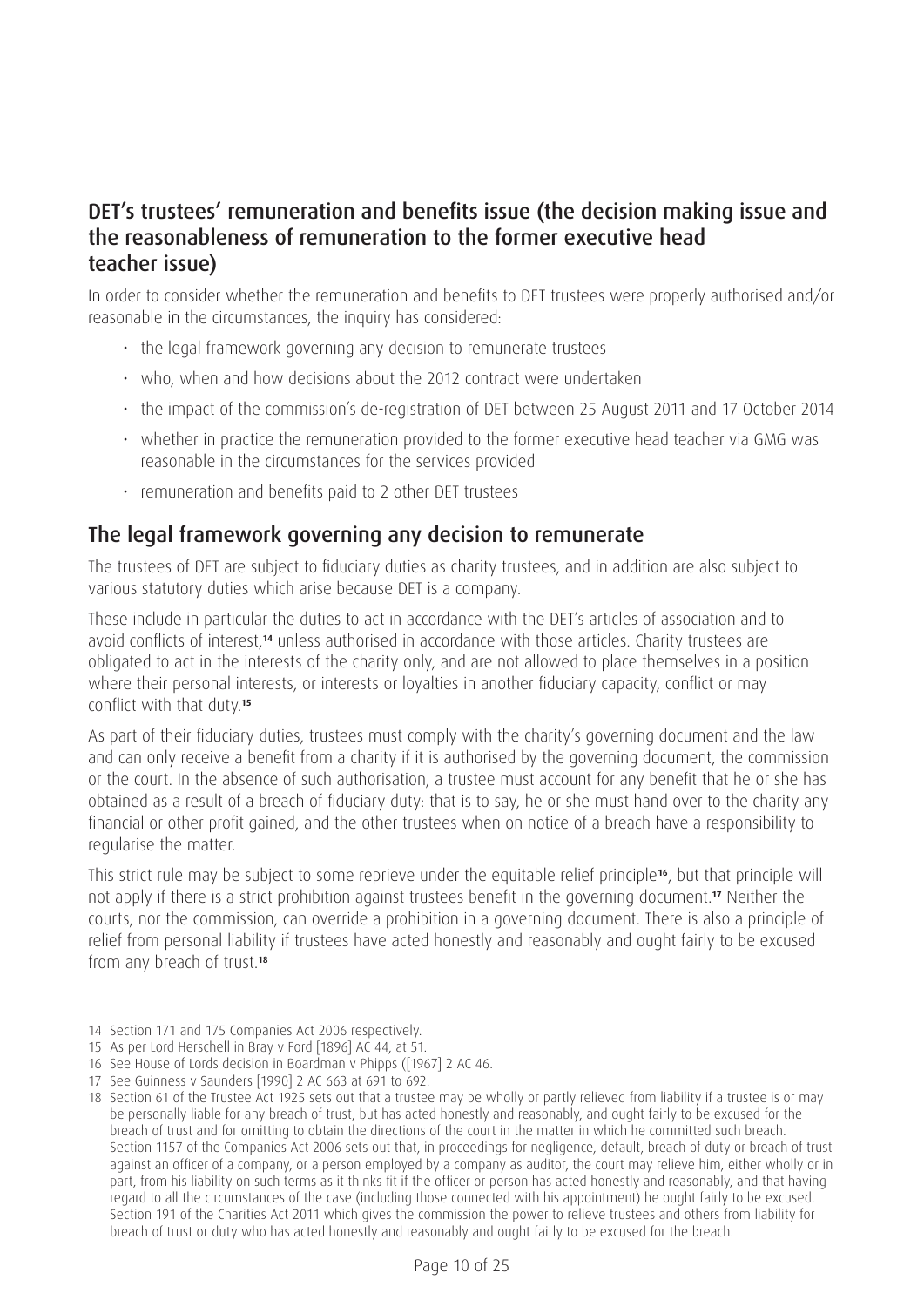## DET's trustees' remuneration and benefits issue (the decision making issue and the reasonableness of remuneration to the former executive head teacher issue)

In order to consider whether the remuneration and benefits to DET trustees were properly authorised and/or reasonable in the circumstances, the inquiry has considered:

- the legal framework governing any decision to remunerate trustees
- who, when and how decisions about the 2012 contract were undertaken
- the impact of the commission's de-registration of DET between 25 August 2011 and 17 October 2014
- whether in practice the remuneration provided to the former executive head teacher via GMG was reasonable in the circumstances for the services provided
- remuneration and benefits paid to 2 other DET trustees

## The legal framework governing any decision to remunerate

The trustees of DET are subject to fiduciary duties as charity trustees, and in addition are also subject to various statutory duties which arise because DET is a company.

These include in particular the duties to act in accordance with the DET's articles of association and to avoid conflicts of interest,[14] unless authorised in accordance with those articles. Charity trustees are obligated to act in the interests of the charity only, and are not allowed to place themselves in a position where their personal interests, or interests or loyalties in another fiduciary capacity, conflict or may conflict with that duty.[15]

As part of their fiduciary duties, trustees must comply with the charity's governing document and the law and can only receive a benefit from a charity if it is authorised by the governing document, the commission or the court. In the absence of such authorisation, a trustee must account for any benefit that he or she has obtained as a result of a breach of fiduciary duty: that is to say, he or she must hand over to the charity any financial or other profit gained, and the other trustees when on notice of a breach have a responsibility to regularise the matter.

This strict rule may be subject to some reprieve under the equitable relief principle[16], but that principle will not apply if there is a strict prohibition against trustees benefit in the governing document.[17] Neither the courts, nor the commission, can override a prohibition in a governing document. There is also a principle of relief from personal liability if trustees have acted honestly and reasonably and ought fairly to be excused from any breach of trust.[18]

---

14 Section 171 and 175 Companies Act 2006 respectively.

15 As per Lord Herschell in Bray v Ford [1896] AC 44, at 51.

16 See House of Lords decision in Boardman v Phipps ([1967] 2 AC 46.

17 See Guinness v Saunders [1990] 2 AC 663 at 691 to 692.

18 Section 61 of the Trustee Act 1925 sets out that a trustee may be wholly or partly relieved from liability if a trustee is or may be personally liable for any breach of trust, but has acted honestly and reasonably, and ought fairly to be excused for the breach of trust and for omitting to obtain the directions of the court in the matter in which he committed such breach. Section 1157 of the Companies Act 2006 sets out that, in proceedings for negligence, default, breach of duty or breach of trust against an officer of a company, or a person employed by a company as auditor, the court may relieve him, either wholly or in part, from his liability on such terms as it thinks fit if the officer or person has acted honestly and reasonably, and that having regard to all the circumstances of the case (including those connected with his appointment) he ought fairly to be excused. Section 191 of the Charities Act 2011 which gives the commission the power to relieve trustees and others from liability for breach of trust or duty who has acted honestly and reasonably and ought fairly to be excused for the breach.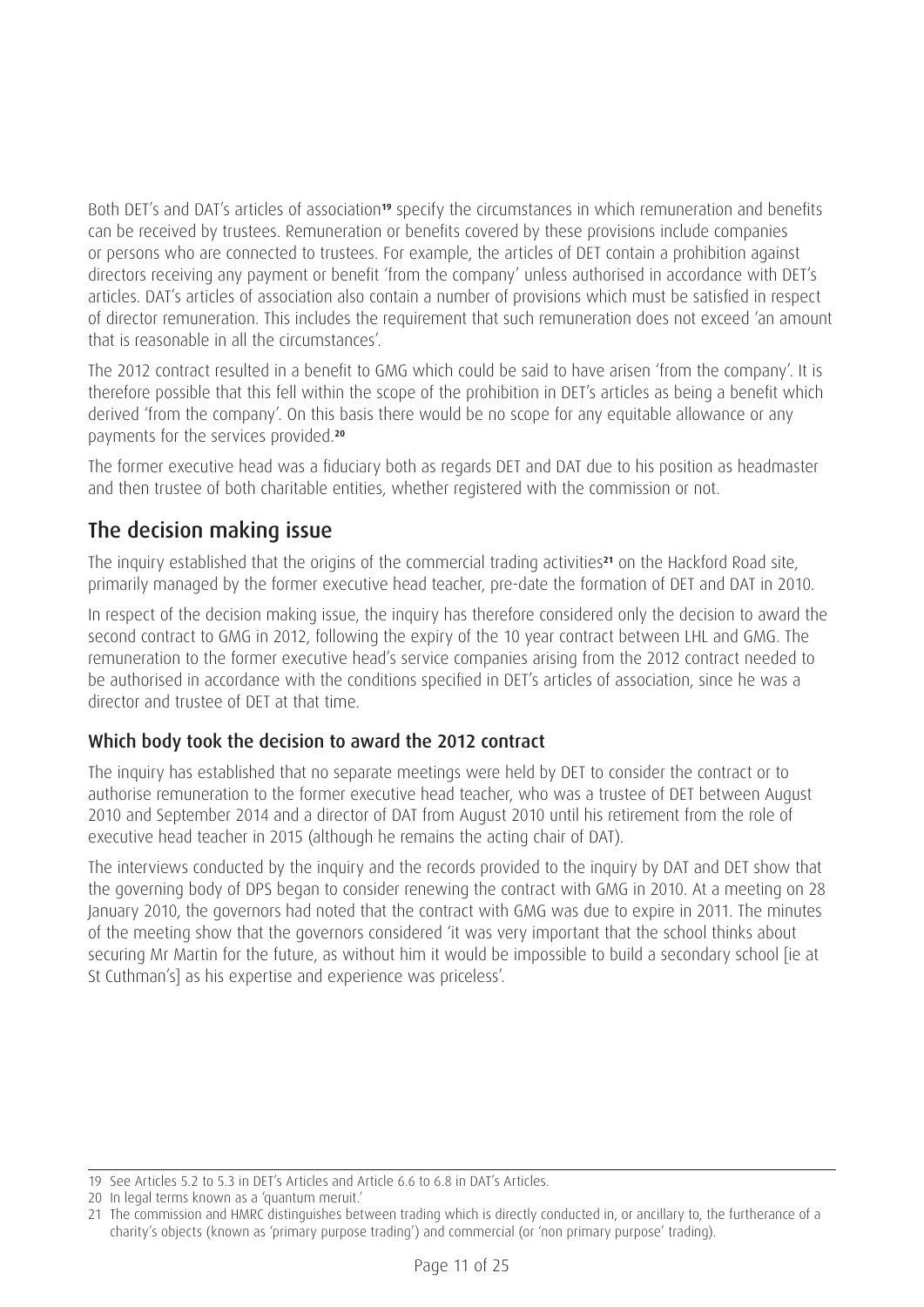Both DET's and DAT's articles of association[19] specify the circumstances in which remuneration and benefits can be received by trustees. Remuneration or benefits covered by these provisions include companies or persons who are connected to trustees. For example, the articles of DET contain a prohibition against directors receiving any payment or benefit 'from the company' unless authorised in accordance with DET's articles. DAT's articles of association also contain a number of provisions which must be satisfied in respect of director remuneration. This includes the requirement that such remuneration does not exceed 'an amount that is reasonable in all the circumstances'.

The 2012 contract resulted in a benefit to GMG which could be said to have arisen 'from the company'. It is therefore possible that this fell within the scope of the prohibition in DET's articles as being a benefit which derived 'from the company'. On this basis there would be no scope for any equitable allowance or any payments for the services provided.[20]

The former executive head was a fiduciary both as regards DET and DAT due to his position as headmaster and then trustee of both charitable entities, whether registered with the commission or not.

## The decision making issue

The inquiry established that the origins of the commercial trading activities[21] on the Hackford Road site, primarily managed by the former executive head teacher, pre-date the formation of DET and DAT in 2010.

In respect of the decision making issue, the inquiry has therefore considered only the decision to award the second contract to GMG in 2012, following the expiry of the 10 year contract between LHL and GMG. The remuneration to the former executive head's service companies arising from the 2012 contract needed to be authorised in accordance with the conditions specified in DET's articles of association, since he was a director and trustee of DET at that time.

### Which body took the decision to award the 2012 contract

The inquiry has established that no separate meetings were held by DET to consider the contract or to authorise remuneration to the former executive head teacher, who was a trustee of DET between August 2010 and September 2014 and a director of DAT from August 2010 until his retirement from the role of executive head teacher in 2015 (although he remains the acting chair of DAT).

The interviews conducted by the inquiry and the records provided to the inquiry by DAT and DET show that the governing body of DPS began to consider renewing the contract with GMG in 2010. At a meeting on 28 January 2010, the governors had noted that the contract with GMG was due to expire in 2011. The minutes of the meeting show that the governors considered 'it was very important that the school thinks about securing Mr Martin for the future, as without him it would be impossible to build a secondary school [ie at St Cuthman's] as his expertise and experience was priceless'.

---

19 See Articles 5.2 to 5.3 in DET's Articles and Article 6.6 to 6.8 in DAT's Articles.

20 In legal terms known as a 'quantum meruit.'

21 The commission and HMRC distinguishes between trading which is directly conducted in, or ancillary to, the furtherance of a charity's objects (known as 'primary purpose trading') and commercial (or 'non primary purpose' trading).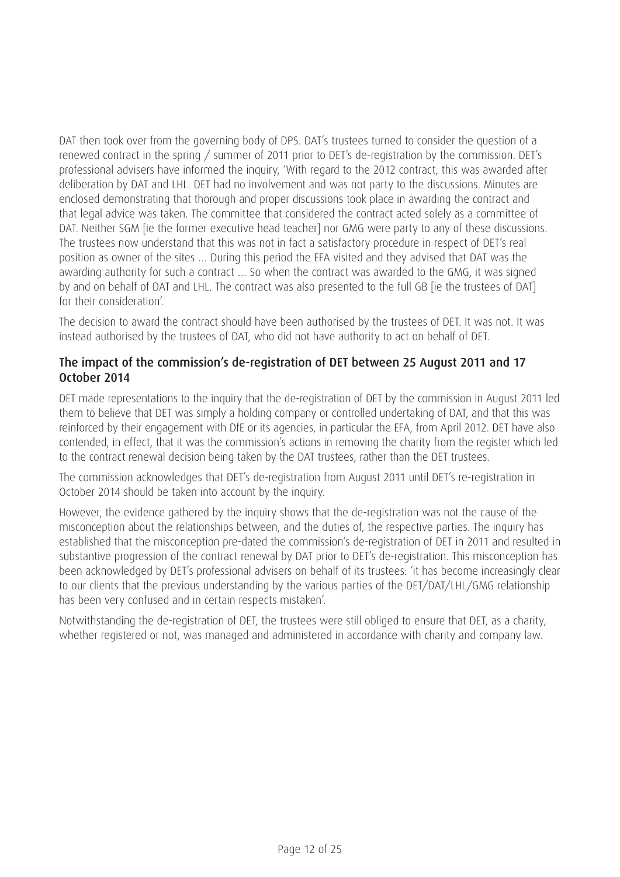DAT then took over from the governing body of DPS. DAT's trustees turned to consider the question of a renewed contract in the spring / summer of 2011 prior to DET's de-registration by the commission. DET's professional advisers have informed the inquiry, 'With regard to the 2012 contract, this was awarded after deliberation by DAT and LHL. DET had no involvement and was not party to the discussions. Minutes are enclosed demonstrating that thorough and proper discussions took place in awarding the contract and that legal advice was taken. The committee that considered the contract acted solely as a committee of DAT. Neither SGM [ie the former executive head teacher] nor GMG were party to any of these discussions. The trustees now understand that this was not in fact a satisfactory procedure in respect of DET's real position as owner of the sites ... During this period the EFA visited and they advised that DAT was the awarding authority for such a contract ... So when the contract was awarded to the GMG, it was signed by and on behalf of DAT and LHL. The contract was also presented to the full GB [ie the trustees of DAT] for their consideration'.

The decision to award the contract should have been authorised by the trustees of DET. It was not. It was instead authorised by the trustees of DAT, who did not have authority to act on behalf of DET.

### The impact of the commission's de-registration of DET between 25 August 2011 and 17 October 2014

DET made representations to the inquiry that the de-registration of DET by the commission in August 2011 led them to believe that DET was simply a holding company or controlled undertaking of DAT, and that this was reinforced by their engagement with DfE or its agencies, in particular the EFA, from April 2012. DET have also contended, in effect, that it was the commission's actions in removing the charity from the register which led to the contract renewal decision being taken by the DAT trustees, rather than the DET trustees.

The commission acknowledges that DET's de-registration from August 2011 until DET's re-registration in October 2014 should be taken into account by the inquiry.

However, the evidence gathered by the inquiry shows that the de-registration was not the cause of the misconception about the relationships between, and the duties of, the respective parties. The inquiry has established that the misconception pre-dated the commission's de-registration of DET in 2011 and resulted in substantive progression of the contract renewal by DAT prior to DET's de-registration. This misconception has been acknowledged by DET's professional advisers on behalf of its trustees: 'it has become increasingly clear to our clients that the previous understanding by the various parties of the DET/DAT/LHL/GMG relationship has been very confused and in certain respects mistaken'.

Notwithstanding the de-registration of DET, the trustees were still obliged to ensure that DET, as a charity, whether registered or not, was managed and administered in accordance with charity and company law.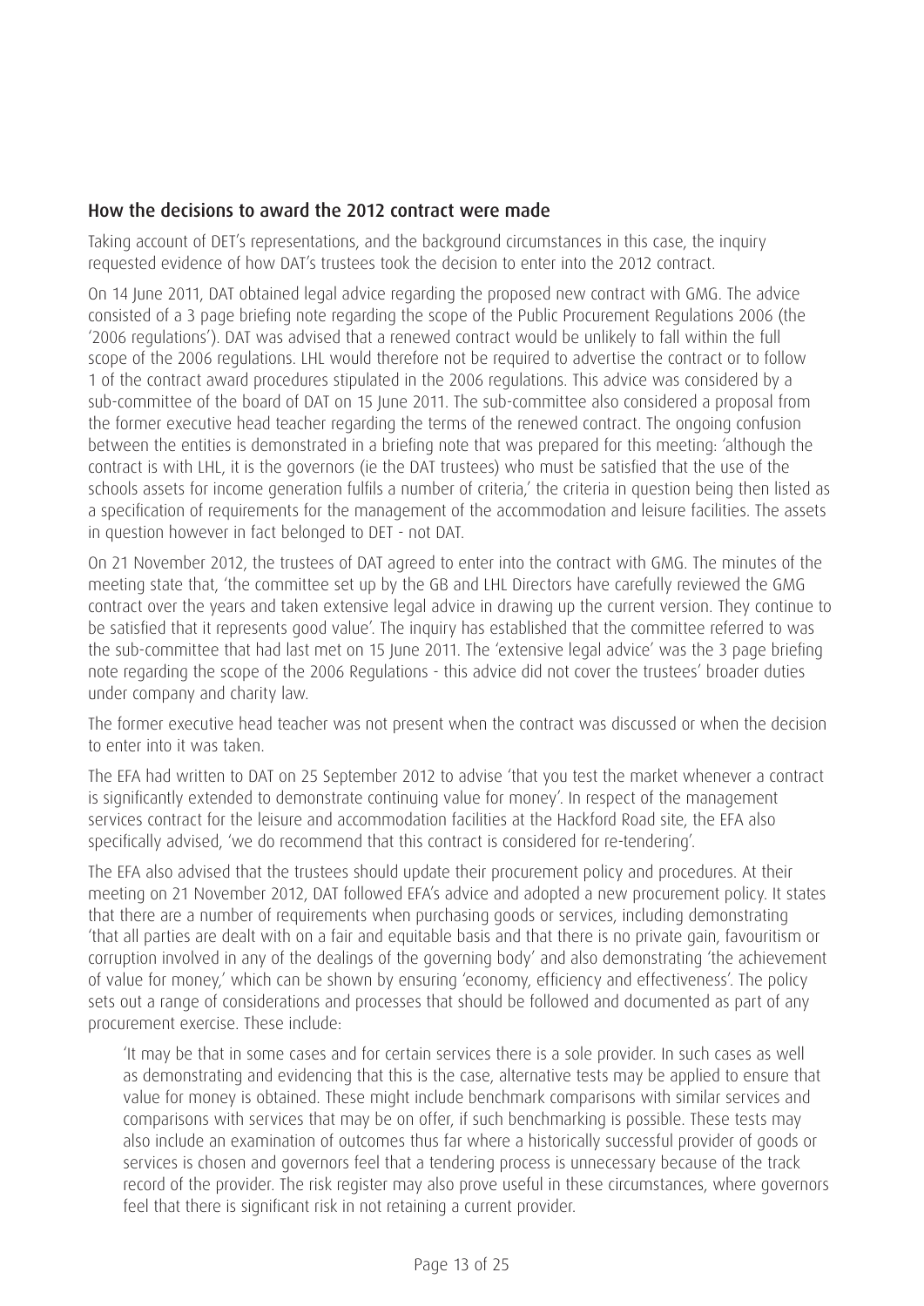## How the decisions to award the 2012 contract were made

Taking account of DET's representations, and the background circumstances in this case, the inquiry requested evidence of how DAT's trustees took the decision to enter into the 2012 contract.

On 14 June 2011, DAT obtained legal advice regarding the proposed new contract with GMG. The advice consisted of a 3 page briefing note regarding the scope of the Public Procurement Regulations 2006 (the '2006 regulations'). DAT was advised that a renewed contract would be unlikely to fall within the full scope of the 2006 regulations. LHL would therefore not be required to advertise the contract or to follow 1 of the contract award procedures stipulated in the 2006 regulations. This advice was considered by a sub-committee of the board of DAT on 15 June 2011. The sub-committee also considered a proposal from the former executive head teacher regarding the terms of the renewed contract. The ongoing confusion between the entities is demonstrated in a briefing note that was prepared for this meeting: 'although the contract is with LHL, it is the governors (ie the DAT trustees) who must be satisfied that the use of the schools assets for income generation fulfils a number of criteria,' the criteria in question being then listed as a specification of requirements for the management of the accommodation and leisure facilities. The assets in question however in fact belonged to DET - not DAT.

On 21 November 2012, the trustees of DAT agreed to enter into the contract with GMG. The minutes of the meeting state that, 'the committee set up by the GB and LHL Directors have carefully reviewed the GMG contract over the years and taken extensive legal advice in drawing up the current version. They continue to be satisfied that it represents good value'. The inquiry has established that the committee referred to was the sub-committee that had last met on 15 June 2011. The 'extensive legal advice' was the 3 page briefing note regarding the scope of the 2006 Regulations - this advice did not cover the trustees' broader duties under company and charity law.

The former executive head teacher was not present when the contract was discussed or when the decision to enter into it was taken.

The EFA had written to DAT on 25 September 2012 to advise 'that you test the market whenever a contract is significantly extended to demonstrate continuing value for money'. In respect of the management services contract for the leisure and accommodation facilities at the Hackford Road site, the EFA also specifically advised, 'we do recommend that this contract is considered for re-tendering'.

The EFA also advised that the trustees should update their procurement policy and procedures. At their meeting on 21 November 2012, DAT followed EFA's advice and adopted a new procurement policy. It states that there are a number of requirements when purchasing goods or services, including demonstrating 'that all parties are dealt with on a fair and equitable basis and that there is no private gain, favouritism or corruption involved in any of the dealings of the governing body' and also demonstrating 'the achievement of value for money,' which can be shown by ensuring 'economy, efficiency and effectiveness'. The policy sets out a range of considerations and processes that should be followed and documented as part of any procurement exercise. These include:

> 'It may be that in some cases and for certain services there is a sole provider. In such cases as well as demonstrating and evidencing that this is the case, alternative tests may be applied to ensure that value for money is obtained. These might include benchmark comparisons with similar services and comparisons with services that may be on offer, if such benchmarking is possible. These tests may also include an examination of outcomes thus far where a historically successful provider of goods or services is chosen and governors feel that a tendering process is unnecessary because of the track record of the provider. The risk register may also prove useful in these circumstances, where governors feel that there is significant risk in not retaining a current provider.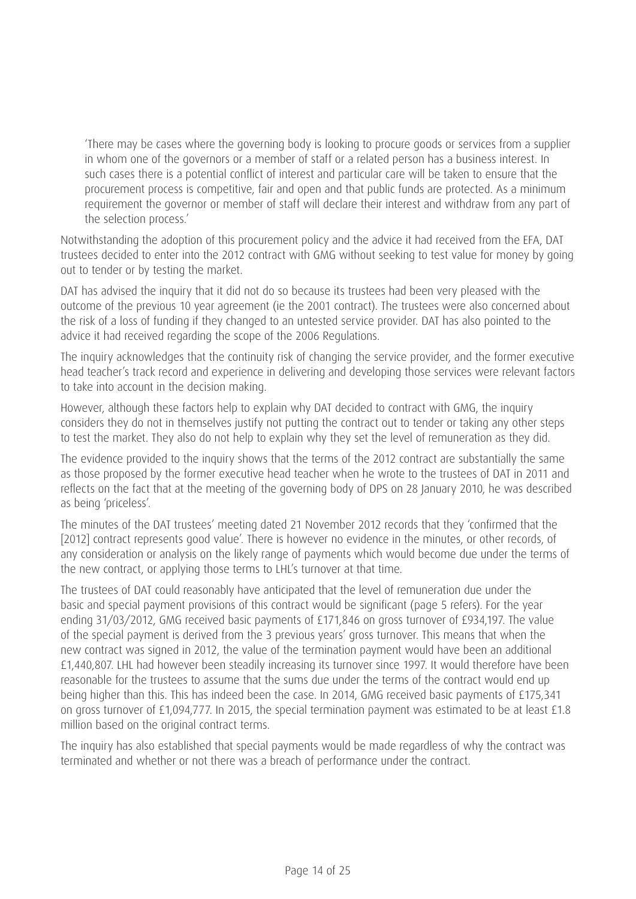> 'There may be cases where the governing body is looking to procure goods or services from a supplier in whom one of the governors or a member of staff or a related person has a business interest. In such cases there is a potential conflict of interest and particular care will be taken to ensure that the procurement process is competitive, fair and open and that public funds are protected. As a minimum requirement the governor or member of staff will declare their interest and withdraw from any part of the selection process.'

Notwithstanding the adoption of this procurement policy and the advice it had received from the EFA, DAT trustees decided to enter into the 2012 contract with GMG without seeking to test value for money by going out to tender or by testing the market.

DAT has advised the inquiry that it did not do so because its trustees had been very pleased with the outcome of the previous 10 year agreement (ie the 2001 contract). The trustees were also concerned about the risk of a loss of funding if they changed to an untested service provider. DAT has also pointed to the advice it had received regarding the scope of the 2006 Regulations.

The inquiry acknowledges that the continuity risk of changing the service provider, and the former executive head teacher's track record and experience in delivering and developing those services were relevant factors to take into account in the decision making.

However, although these factors help to explain why DAT decided to contract with GMG, the inquiry considers they do not in themselves justify not putting the contract out to tender or taking any other steps to test the market. They also do not help to explain why they set the level of remuneration as they did.

The evidence provided to the inquiry shows that the terms of the 2012 contract are substantially the same as those proposed by the former executive head teacher when he wrote to the trustees of DAT in 2011 and reflects on the fact that at the meeting of the governing body of DPS on 28 January 2010, he was described as being 'priceless'.

The minutes of the DAT trustees' meeting dated 21 November 2012 records that they 'confirmed that the [2012] contract represents good value'. There is however no evidence in the minutes, or other records, of any consideration or analysis on the likely range of payments which would become due under the terms of the new contract, or applying those terms to LHL's turnover at that time.

The trustees of DAT could reasonably have anticipated that the level of remuneration due under the basic and special payment provisions of this contract would be significant (page 5 refers). For the year ending 31/03/2012, GMG received basic payments of £171,846 on gross turnover of £934,197. The value of the special payment is derived from the 3 previous years' gross turnover. This means that when the new contract was signed in 2012, the value of the termination payment would have been an additional £1,440,807. LHL had however been steadily increasing its turnover since 1997. It would therefore have been reasonable for the trustees to assume that the sums due under the terms of the contract would end up being higher than this. This has indeed been the case. In 2014, GMG received basic payments of £175,341 on gross turnover of £1,094,777. In 2015, the special termination payment was estimated to be at least £1.8 million based on the original contract terms.

The inquiry has also established that special payments would be made regardless of why the contract was terminated and whether or not there was a breach of performance under the contract.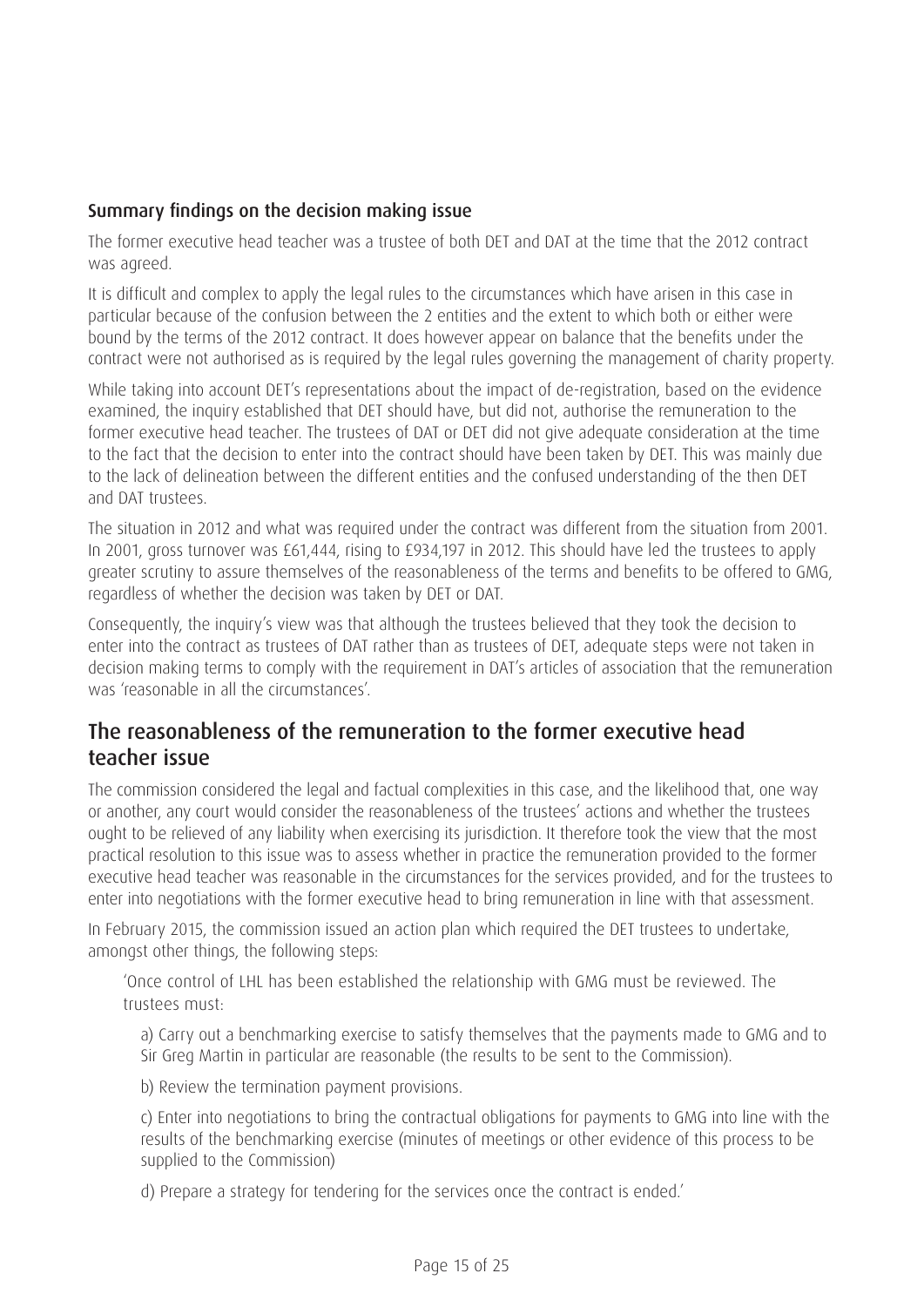### Summary findings on the decision making issue

The former executive head teacher was a trustee of both DET and DAT at the time that the 2012 contract was agreed.

It is difficult and complex to apply the legal rules to the circumstances which have arisen in this case in particular because of the confusion between the 2 entities and the extent to which both or either were bound by the terms of the 2012 contract. It does however appear on balance that the benefits under the contract were not authorised as is required by the legal rules governing the management of charity property.

While taking into account DET's representations about the impact of de-registration, based on the evidence examined, the inquiry established that DET should have, but did not, authorise the remuneration to the former executive head teacher. The trustees of DAT or DET did not give adequate consideration at the time to the fact that the decision to enter into the contract should have been taken by DET. This was mainly due to the lack of delineation between the different entities and the confused understanding of the then DET and DAT trustees.

The situation in 2012 and what was required under the contract was different from the situation from 2001. In 2001, gross turnover was £61,444, rising to £934,197 in 2012. This should have led the trustees to apply greater scrutiny to assure themselves of the reasonableness of the terms and benefits to be offered to GMG, regardless of whether the decision was taken by DET or DAT.

Consequently, the inquiry's view was that although the trustees believed that they took the decision to enter into the contract as trustees of DAT rather than as trustees of DET, adequate steps were not taken in decision making terms to comply with the requirement in DAT's articles of association that the remuneration was 'reasonable in all the circumstances'.

## The reasonableness of the remuneration to the former executive head teacher issue

The commission considered the legal and factual complexities in this case, and the likelihood that, one way or another, any court would consider the reasonableness of the trustees' actions and whether the trustees ought to be relieved of any liability when exercising its jurisdiction. It therefore took the view that the most practical resolution to this issue was to assess whether in practice the remuneration provided to the former executive head teacher was reasonable in the circumstances for the services provided, and for the trustees to enter into negotiations with the former executive head to bring remuneration in line with that assessment.

In February 2015, the commission issued an action plan which required the DET trustees to undertake, amongst other things, the following steps:

> 'Once control of LHL has been established the relationship with GMG must be reviewed. The trustees must:
>
> a) Carry out a benchmarking exercise to satisfy themselves that the payments made to GMG and to Sir Greg Martin in particular are reasonable (the results to be sent to the Commission).
>
> b) Review the termination payment provisions.
>
> c) Enter into negotiations to bring the contractual obligations for payments to GMG into line with the results of the benchmarking exercise (minutes of meetings or other evidence of this process to be supplied to the Commission)
>
> d) Prepare a strategy for tendering for the services once the contract is ended.'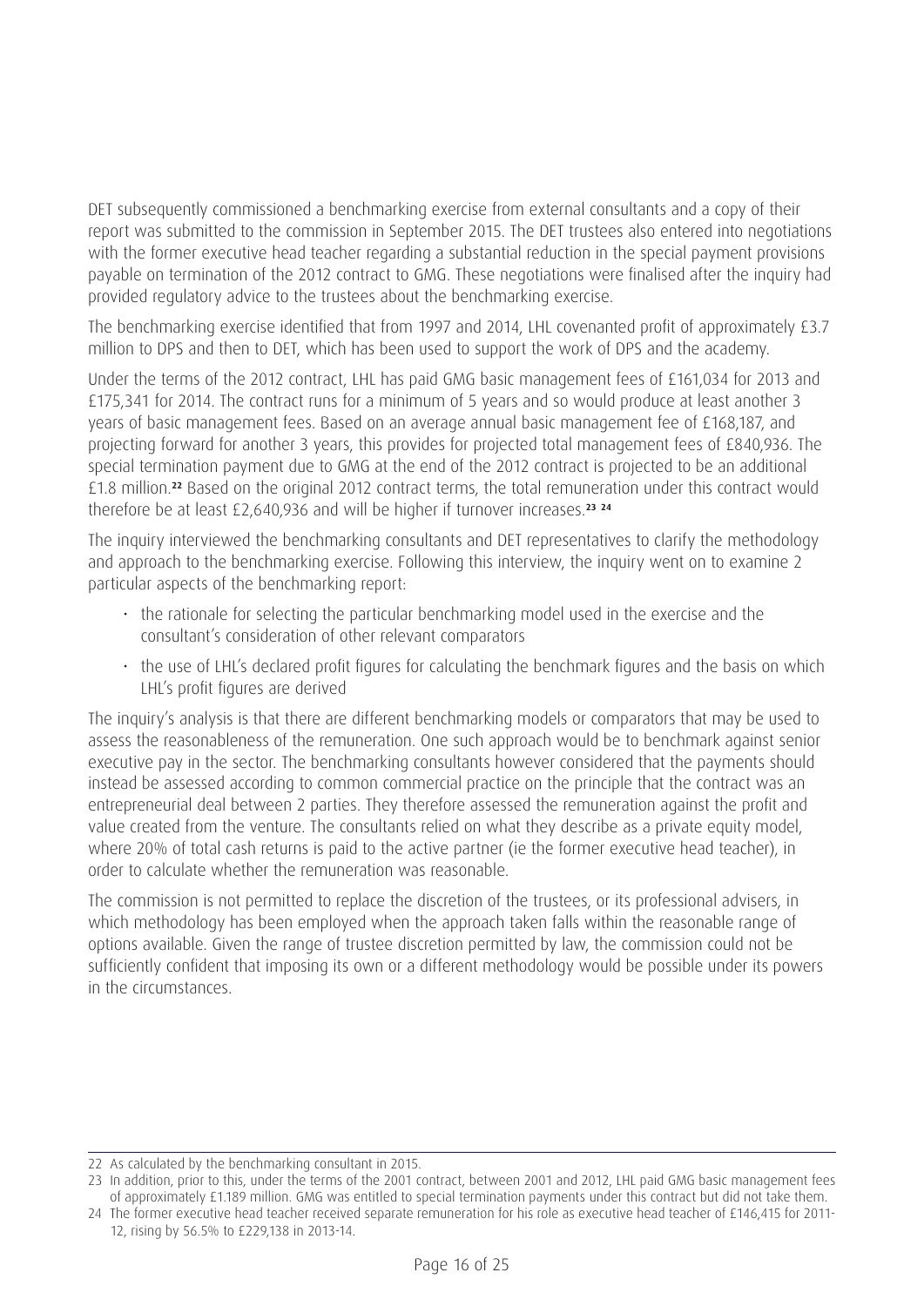DET subsequently commissioned a benchmarking exercise from external consultants and a copy of their report was submitted to the commission in September 2015. The DET trustees also entered into negotiations with the former executive head teacher regarding a substantial reduction in the special payment provisions payable on termination of the 2012 contract to GMG. These negotiations were finalised after the inquiry had provided regulatory advice to the trustees about the benchmarking exercise.

The benchmarking exercise identified that from 1997 and 2014, LHL covenanted profit of approximately £3.7 million to DPS and then to DET, which has been used to support the work of DPS and the academy.

Under the terms of the 2012 contract, LHL has paid GMG basic management fees of £161,034 for 2013 and £175,341 for 2014. The contract runs for a minimum of 5 years and so would produce at least another 3 years of basic management fees. Based on an average annual basic management fee of £168,187, and projecting forward for another 3 years, this provides for projected total management fees of £840,936. The special termination payment due to GMG at the end of the 2012 contract is projected to be an additional £1.8 million.[22] Based on the original 2012 contract terms, the total remuneration under this contract would therefore be at least £2,640,936 and will be higher if turnover increases.[23] [24]

The inquiry interviewed the benchmarking consultants and DET representatives to clarify the methodology and approach to the benchmarking exercise. Following this interview, the inquiry went on to examine 2 particular aspects of the benchmarking report:

- the rationale for selecting the particular benchmarking model used in the exercise and the consultant's consideration of other relevant comparators
- the use of LHL's declared profit figures for calculating the benchmark figures and the basis on which LHL's profit figures are derived

The inquiry's analysis is that there are different benchmarking models or comparators that may be used to assess the reasonableness of the remuneration. One such approach would be to benchmark against senior executive pay in the sector. The benchmarking consultants however considered that the payments should instead be assessed according to common commercial practice on the principle that the contract was an entrepreneurial deal between 2 parties. They therefore assessed the remuneration against the profit and value created from the venture. The consultants relied on what they describe as a private equity model, where 20% of total cash returns is paid to the active partner (ie the former executive head teacher), in order to calculate whether the remuneration was reasonable.

The commission is not permitted to replace the discretion of the trustees, or its professional advisers, in which methodology has been employed when the approach taken falls within the reasonable range of options available. Given the range of trustee discretion permitted by law, the commission could not be sufficiently confident that imposing its own or a different methodology would be possible under its powers in the circumstances.

---

22 As calculated by the benchmarking consultant in 2015.

23 In addition, prior to this, under the terms of the 2001 contract, between 2001 and 2012, LHL paid GMG basic management fees of approximately £1.189 million. GMG was entitled to special termination payments under this contract but did not take them.

24 The former executive head teacher received separate remuneration for his role as executive head teacher of £146,415 for 2011-12, rising by 56.5% to £229,138 in 2013-14.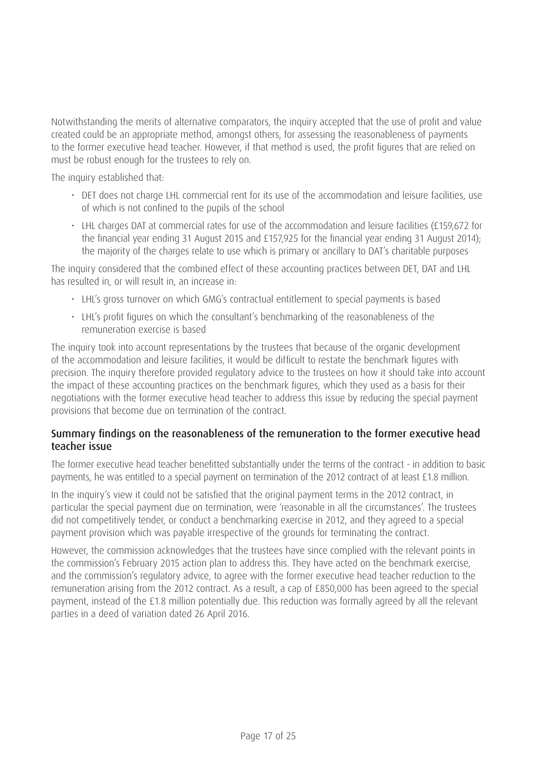Notwithstanding the merits of alternative comparators, the inquiry accepted that the use of profit and value created could be an appropriate method, amongst others, for assessing the reasonableness of payments to the former executive head teacher. However, if that method is used, the profit figures that are relied on must be robust enough for the trustees to rely on.

The inquiry established that:

- DET does not charge LHL commercial rent for its use of the accommodation and leisure facilities, use of which is not confined to the pupils of the school
- LHL charges DAT at commercial rates for use of the accommodation and leisure facilities (£159,672 for the financial year ending 31 August 2015 and £157,925 for the financial year ending 31 August 2014); the majority of the charges relate to use which is primary or ancillary to DAT's charitable purposes

The inquiry considered that the combined effect of these accounting practices between DET, DAT and LHL has resulted in, or will result in, an increase in:

- LHL's gross turnover on which GMG's contractual entitlement to special payments is based
- LHL's profit figures on which the consultant's benchmarking of the reasonableness of the remuneration exercise is based

The inquiry took into account representations by the trustees that because of the organic development of the accommodation and leisure facilities, it would be difficult to restate the benchmark figures with precision. The inquiry therefore provided regulatory advice to the trustees on how it should take into account the impact of these accounting practices on the benchmark figures, which they used as a basis for their negotiations with the former executive head teacher to address this issue by reducing the special payment provisions that become due on termination of the contract.

### Summary findings on the reasonableness of the remuneration to the former executive head teacher issue

The former executive head teacher benefitted substantially under the terms of the contract - in addition to basic payments, he was entitled to a special payment on termination of the 2012 contract of at least £1.8 million.

In the inquiry's view it could not be satisfied that the original payment terms in the 2012 contract, in particular the special payment due on termination, were 'reasonable in all the circumstances'. The trustees did not competitively tender, or conduct a benchmarking exercise in 2012, and they agreed to a special payment provision which was payable irrespective of the grounds for terminating the contract.

However, the commission acknowledges that the trustees have since complied with the relevant points in the commission's February 2015 action plan to address this. They have acted on the benchmark exercise, and the commission's regulatory advice, to agree with the former executive head teacher reduction to the remuneration arising from the 2012 contract. As a result, a cap of £850,000 has been agreed to the special payment, instead of the £1.8 million potentially due. This reduction was formally agreed by all the relevant parties in a deed of variation dated 26 April 2016.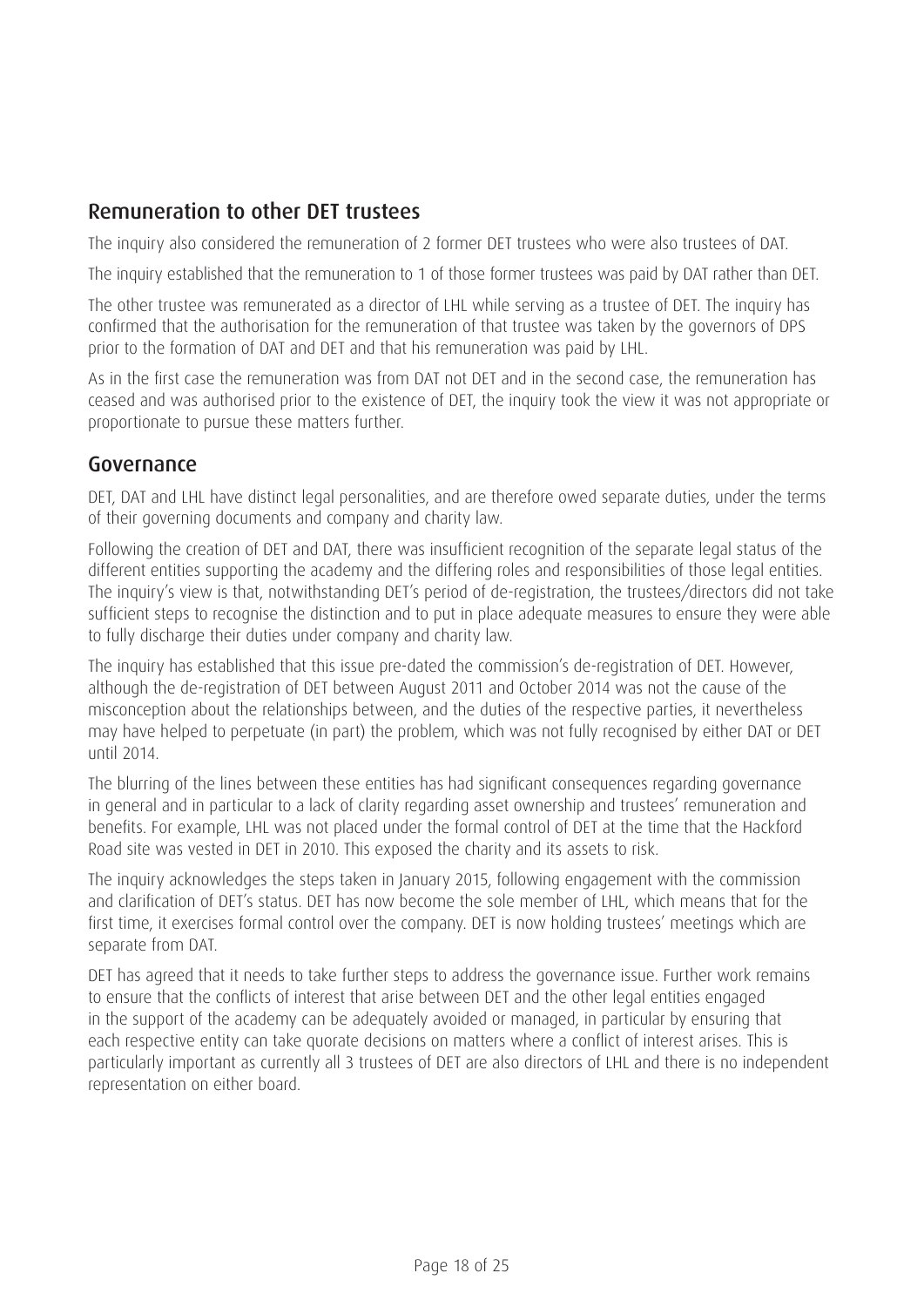## Remuneration to other DET trustees

The inquiry also considered the remuneration of 2 former DET trustees who were also trustees of DAT.

The inquiry established that the remuneration to 1 of those former trustees was paid by DAT rather than DET.

The other trustee was remunerated as a director of LHL while serving as a trustee of DET. The inquiry has confirmed that the authorisation for the remuneration of that trustee was taken by the governors of DPS prior to the formation of DAT and DET and that his remuneration was paid by LHL.

As in the first case the remuneration was from DAT not DET and in the second case, the remuneration has ceased and was authorised prior to the existence of DET, the inquiry took the view it was not appropriate or proportionate to pursue these matters further.

## Governance

DET, DAT and LHL have distinct legal personalities, and are therefore owed separate duties, under the terms of their governing documents and company and charity law.

Following the creation of DET and DAT, there was insufficient recognition of the separate legal status of the different entities supporting the academy and the differing roles and responsibilities of those legal entities. The inquiry's view is that, notwithstanding DET's period of de-registration, the trustees/directors did not take sufficient steps to recognise the distinction and to put in place adequate measures to ensure they were able to fully discharge their duties under company and charity law.

The inquiry has established that this issue pre-dated the commission's de-registration of DET. However, although the de-registration of DET between August 2011 and October 2014 was not the cause of the misconception about the relationships between, and the duties of the respective parties, it nevertheless may have helped to perpetuate (in part) the problem, which was not fully recognised by either DAT or DET until 2014.

The blurring of the lines between these entities has had significant consequences regarding governance in general and in particular to a lack of clarity regarding asset ownership and trustees' remuneration and benefits. For example, LHL was not placed under the formal control of DET at the time that the Hackford Road site was vested in DET in 2010. This exposed the charity and its assets to risk.

The inquiry acknowledges the steps taken in January 2015, following engagement with the commission and clarification of DET's status. DET has now become the sole member of LHL, which means that for the first time, it exercises formal control over the company. DET is now holding trustees' meetings which are separate from DAT.

DET has agreed that it needs to take further steps to address the governance issue. Further work remains to ensure that the conflicts of interest that arise between DET and the other legal entities engaged in the support of the academy can be adequately avoided or managed, in particular by ensuring that each respective entity can take quorate decisions on matters where a conflict of interest arises. This is particularly important as currently all 3 trustees of DET are also directors of LHL and there is no independent representation on either board.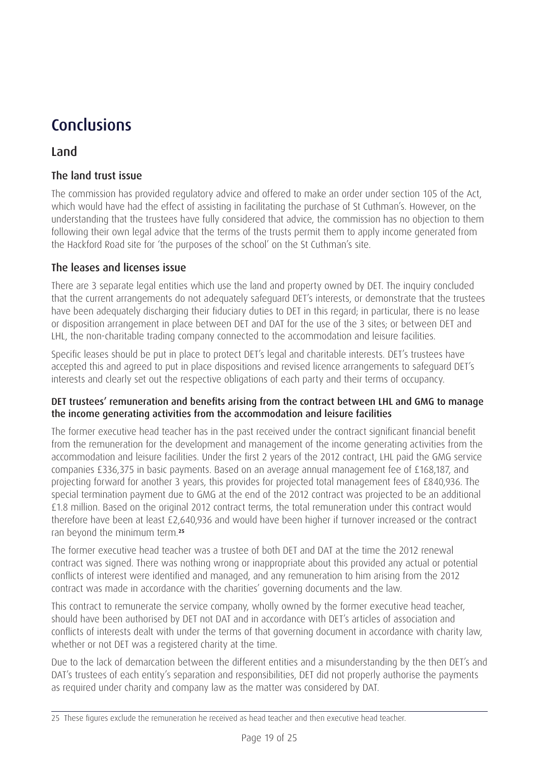# Conclusions

## Land

### The land trust issue

The commission has provided regulatory advice and offered to make an order under section 105 of the Act, which would have had the effect of assisting in facilitating the purchase of St Cuthman's. However, on the understanding that the trustees have fully considered that advice, the commission has no objection to them following their own legal advice that the terms of the trusts permit them to apply income generated from the Hackford Road site for 'the purposes of the school' on the St Cuthman's site.

### The leases and licenses issue

There are 3 separate legal entities which use the land and property owned by DET. The inquiry concluded that the current arrangements do not adequately safeguard DET's interests, or demonstrate that the trustees have been adequately discharging their fiduciary duties to DET in this regard; in particular, there is no lease or disposition arrangement in place between DET and DAT for the use of the 3 sites; or between DET and LHL, the non-charitable trading company connected to the accommodation and leisure facilities.

Specific leases should be put in place to protect DET's legal and charitable interests. DET's trustees have accepted this and agreed to put in place dispositions and revised licence arrangements to safeguard DET's interests and clearly set out the respective obligations of each party and their terms of occupancy.

#### DET trustees' remuneration and benefits arising from the contract between LHL and GMG to manage the income generating activities from the accommodation and leisure facilities

The former executive head teacher has in the past received under the contract significant financial benefit from the remuneration for the development and management of the income generating activities from the accommodation and leisure facilities. Under the first 2 years of the 2012 contract, LHL paid the GMG service companies £336,375 in basic payments. Based on an average annual management fee of £168,187, and projecting forward for another 3 years, this provides for projected total management fees of £840,936. The special termination payment due to GMG at the end of the 2012 contract was projected to be an additional £1.8 million. Based on the original 2012 contract terms, the total remuneration under this contract would therefore have been at least £2,640,936 and would have been higher if turnover increased or the contract ran beyond the minimum term.[25]

The former executive head teacher was a trustee of both DET and DAT at the time the 2012 renewal contract was signed. There was nothing wrong or inappropriate about this provided any actual or potential conflicts of interest were identified and managed, and any remuneration to him arising from the 2012 contract was made in accordance with the charities' governing documents and the law.

This contract to remunerate the service company, wholly owned by the former executive head teacher, should have been authorised by DET not DAT and in accordance with DET's articles of association and conflicts of interests dealt with under the terms of that governing document in accordance with charity law, whether or not DET was a registered charity at the time.

Due to the lack of demarcation between the different entities and a misunderstanding by the then DET's and DAT's trustees of each entity's separation and responsibilities, DET did not properly authorise the payments as required under charity and company law as the matter was considered by DAT.

---

25 These figures exclude the remuneration he received as head teacher and then executive head teacher.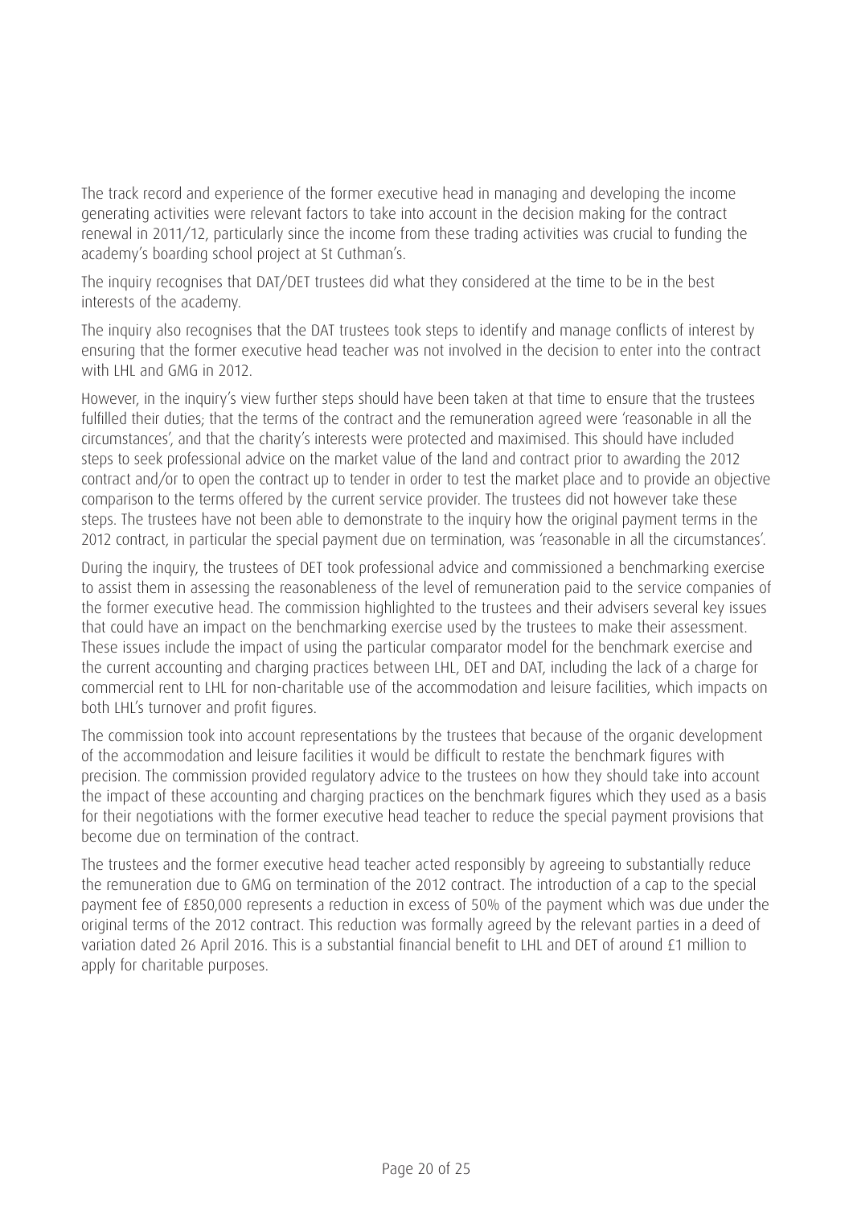The track record and experience of the former executive head in managing and developing the income generating activities were relevant factors to take into account in the decision making for the contract renewal in 2011/12, particularly since the income from these trading activities was crucial to funding the academy's boarding school project at St Cuthman's.

The inquiry recognises that DAT/DET trustees did what they considered at the time to be in the best interests of the academy.

The inquiry also recognises that the DAT trustees took steps to identify and manage conflicts of interest by ensuring that the former executive head teacher was not involved in the decision to enter into the contract with LHL and GMG in 2012.

However, in the inquiry's view further steps should have been taken at that time to ensure that the trustees fulfilled their duties; that the terms of the contract and the remuneration agreed were 'reasonable in all the circumstances', and that the charity's interests were protected and maximised. This should have included steps to seek professional advice on the market value of the land and contract prior to awarding the 2012 contract and/or to open the contract up to tender in order to test the market place and to provide an objective comparison to the terms offered by the current service provider. The trustees did not however take these steps. The trustees have not been able to demonstrate to the inquiry how the original payment terms in the 2012 contract, in particular the special payment due on termination, was 'reasonable in all the circumstances'.

During the inquiry, the trustees of DET took professional advice and commissioned a benchmarking exercise to assist them in assessing the reasonableness of the level of remuneration paid to the service companies of the former executive head. The commission highlighted to the trustees and their advisers several key issues that could have an impact on the benchmarking exercise used by the trustees to make their assessment. These issues include the impact of using the particular comparator model for the benchmark exercise and the current accounting and charging practices between LHL, DET and DAT, including the lack of a charge for commercial rent to LHL for non-charitable use of the accommodation and leisure facilities, which impacts on both LHL's turnover and profit figures.

The commission took into account representations by the trustees that because of the organic development of the accommodation and leisure facilities it would be difficult to restate the benchmark figures with precision. The commission provided regulatory advice to the trustees on how they should take into account the impact of these accounting and charging practices on the benchmark figures which they used as a basis for their negotiations with the former executive head teacher to reduce the special payment provisions that become due on termination of the contract.

The trustees and the former executive head teacher acted responsibly by agreeing to substantially reduce the remuneration due to GMG on termination of the 2012 contract. The introduction of a cap to the special payment fee of £850,000 represents a reduction in excess of 50% of the payment which was due under the original terms of the 2012 contract. This reduction was formally agreed by the relevant parties in a deed of variation dated 26 April 2016. This is a substantial financial benefit to LHL and DET of around £1 million to apply for charitable purposes.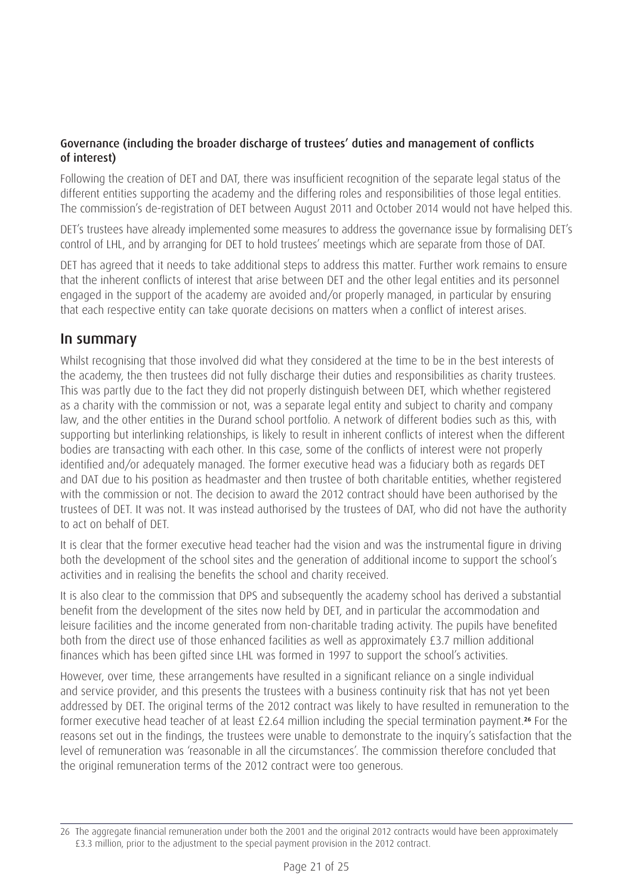### Governance (including the broader discharge of trustees' duties and management of conflicts of interest)

Following the creation of DET and DAT, there was insufficient recognition of the separate legal status of the different entities supporting the academy and the differing roles and responsibilities of those legal entities. The commission's de-registration of DET between August 2011 and October 2014 would not have helped this.

DET's trustees have already implemented some measures to address the governance issue by formalising DET's control of LHL, and by arranging for DET to hold trustees' meetings which are separate from those of DAT.

DET has agreed that it needs to take additional steps to address this matter. Further work remains to ensure that the inherent conflicts of interest that arise between DET and the other legal entities and its personnel engaged in the support of the academy are avoided and/or properly managed, in particular by ensuring that each respective entity can take quorate decisions on matters when a conflict of interest arises.

## In summary

Whilst recognising that those involved did what they considered at the time to be in the best interests of the academy, the then trustees did not fully discharge their duties and responsibilities as charity trustees. This was partly due to the fact they did not properly distinguish between DET, which whether registered as a charity with the commission or not, was a separate legal entity and subject to charity and company law, and the other entities in the Durand school portfolio. A network of different bodies such as this, with supporting but interlinking relationships, is likely to result in inherent conflicts of interest when the different bodies are transacting with each other. In this case, some of the conflicts of interest were not properly identified and/or adequately managed. The former executive head was a fiduciary both as regards DET and DAT due to his position as headmaster and then trustee of both charitable entities, whether registered with the commission or not. The decision to award the 2012 contract should have been authorised by the trustees of DET. It was not. It was instead authorised by the trustees of DAT, who did not have the authority to act on behalf of DET.

It is clear that the former executive head teacher had the vision and was the instrumental figure in driving both the development of the school sites and the generation of additional income to support the school's activities and in realising the benefits the school and charity received.

It is also clear to the commission that DPS and subsequently the academy school has derived a substantial benefit from the development of the sites now held by DET, and in particular the accommodation and leisure facilities and the income generated from non-charitable trading activity. The pupils have benefited both from the direct use of those enhanced facilities as well as approximately £3.7 million additional finances which has been gifted since LHL was formed in 1997 to support the school's activities.

However, over time, these arrangements have resulted in a significant reliance on a single individual and service provider, and this presents the trustees with a business continuity risk that has not yet been addressed by DET. The original terms of the 2012 contract was likely to have resulted in remuneration to the former executive head teacher of at least £2.64 million including the special termination payment.[26] For the reasons set out in the findings, the trustees were unable to demonstrate to the inquiry's satisfaction that the level of remuneration was 'reasonable in all the circumstances'. The commission therefore concluded that the original remuneration terms of the 2012 contract were too generous.

---

26 The aggregate financial remuneration under both the 2001 and the original 2012 contracts would have been approximately £3.3 million, prior to the adjustment to the special payment provision in the 2012 contract.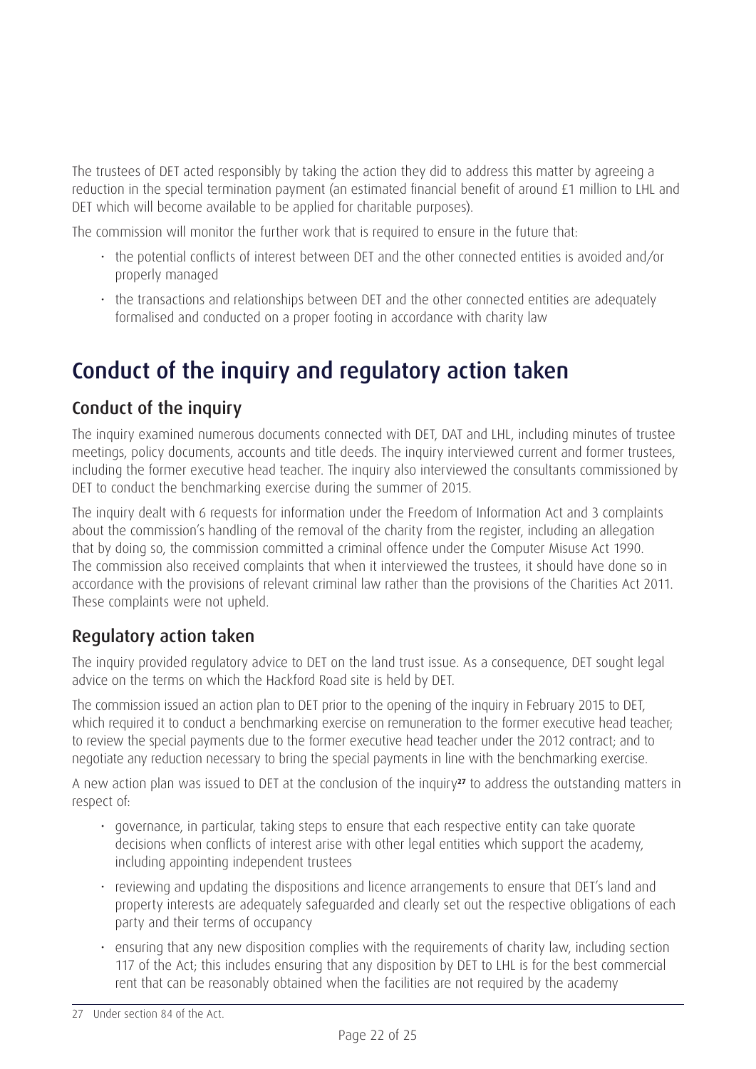The trustees of DET acted responsibly by taking the action they did to address this matter by agreeing a reduction in the special termination payment (an estimated financial benefit of around £1 million to LHL and DET which will become available to be applied for charitable purposes).

The commission will monitor the further work that is required to ensure in the future that:

- the potential conflicts of interest between DET and the other connected entities is avoided and/or properly managed
- the transactions and relationships between DET and the other connected entities are adequately formalised and conducted on a proper footing in accordance with charity law

# Conduct of the inquiry and regulatory action taken

## Conduct of the inquiry

The inquiry examined numerous documents connected with DET, DAT and LHL, including minutes of trustee meetings, policy documents, accounts and title deeds. The inquiry interviewed current and former trustees, including the former executive head teacher. The inquiry also interviewed the consultants commissioned by DET to conduct the benchmarking exercise during the summer of 2015.

The inquiry dealt with 6 requests for information under the Freedom of Information Act and 3 complaints about the commission's handling of the removal of the charity from the register, including an allegation that by doing so, the commission committed a criminal offence under the Computer Misuse Act 1990. The commission also received complaints that when it interviewed the trustees, it should have done so in accordance with the provisions of relevant criminal law rather than the provisions of the Charities Act 2011. These complaints were not upheld.

## Regulatory action taken

The inquiry provided regulatory advice to DET on the land trust issue. As a consequence, DET sought legal advice on the terms on which the Hackford Road site is held by DET.

The commission issued an action plan to DET prior to the opening of the inquiry in February 2015 to DET, which required it to conduct a benchmarking exercise on remuneration to the former executive head teacher; to review the special payments due to the former executive head teacher under the 2012 contract; and to negotiate any reduction necessary to bring the special payments in line with the benchmarking exercise.

A new action plan was issued to DET at the conclusion of the inquiry[27] to address the outstanding matters in respect of:

- governance, in particular, taking steps to ensure that each respective entity can take quorate decisions when conflicts of interest arise with other legal entities which support the academy, including appointing independent trustees
- reviewing and updating the dispositions and licence arrangements to ensure that DET's land and property interests are adequately safeguarded and clearly set out the respective obligations of each party and their terms of occupancy
- ensuring that any new disposition complies with the requirements of charity law, including section 117 of the Act; this includes ensuring that any disposition by DET to LHL is for the best commercial rent that can be reasonably obtained when the facilities are not required by the academy

27 Under section 84 of the Act.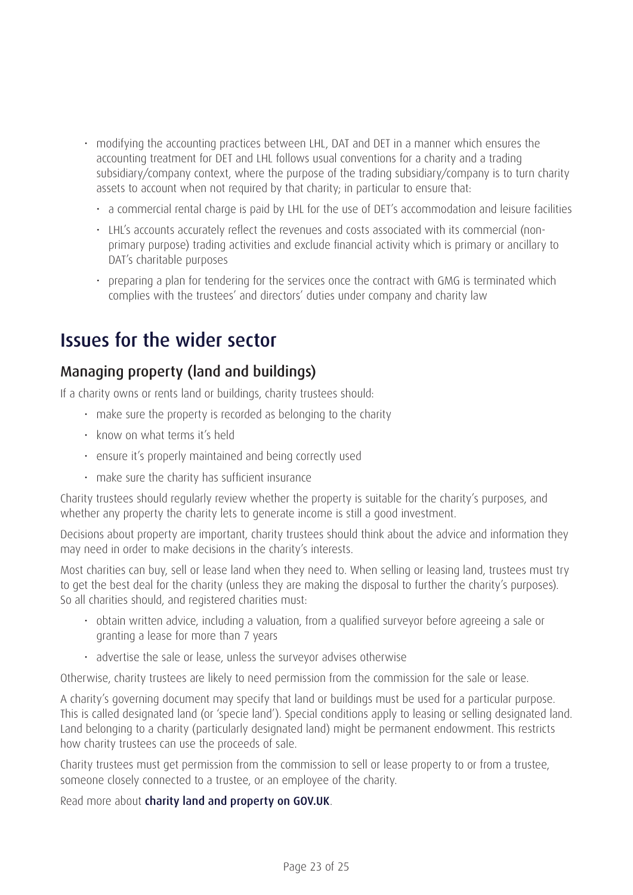- modifying the accounting practices between LHL, DAT and DET in a manner which ensures the accounting treatment for DET and LHL follows usual conventions for a charity and a trading subsidiary/company context, where the purpose of the trading subsidiary/company is to turn charity assets to account when not required by that charity; in particular to ensure that:
  - a commercial rental charge is paid by LHL for the use of DET's accommodation and leisure facilities
  - LHL's accounts accurately reflect the revenues and costs associated with its commercial (non-primary purpose) trading activities and exclude financial activity which is primary or ancillary to DAT's charitable purposes
  - preparing a plan for tendering for the services once the contract with GMG is terminated which complies with the trustees' and directors' duties under company and charity law

## Issues for the wider sector

### Managing property (land and buildings)

If a charity owns or rents land or buildings, charity trustees should:

- make sure the property is recorded as belonging to the charity
- know on what terms it's held
- ensure it's properly maintained and being correctly used
- make sure the charity has sufficient insurance

Charity trustees should regularly review whether the property is suitable for the charity's purposes, and whether any property the charity lets to generate income is still a good investment.

Decisions about property are important, charity trustees should think about the advice and information they may need in order to make decisions in the charity's interests.

Most charities can buy, sell or lease land when they need to. When selling or leasing land, trustees must try to get the best deal for the charity (unless they are making the disposal to further the charity's purposes). So all charities should, and registered charities must:

- obtain written advice, including a valuation, from a qualified surveyor before agreeing a sale or granting a lease for more than 7 years
- advertise the sale or lease, unless the surveyor advises otherwise

Otherwise, charity trustees are likely to need permission from the commission for the sale or lease.

A charity's governing document may specify that land or buildings must be used for a particular purpose. This is called designated land (or 'specie land'). Special conditions apply to leasing or selling designated land. Land belonging to a charity (particularly designated land) might be permanent endowment. This restricts how charity trustees can use the proceeds of sale.

Charity trustees must get permission from the commission to sell or lease property to or from a trustee, someone closely connected to a trustee, or an employee of the charity.

Read more about **charity land and property on GOV.UK**.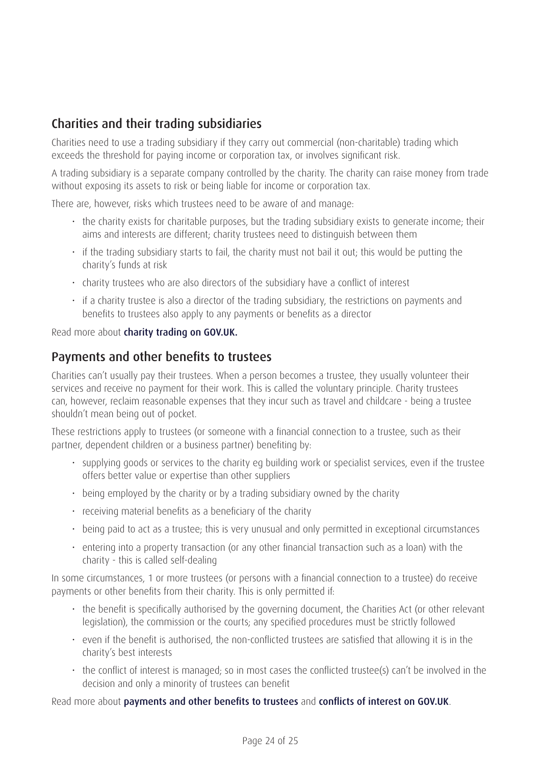## Charities and their trading subsidiaries

Charities need to use a trading subsidiary if they carry out commercial (non-charitable) trading which exceeds the threshold for paying income or corporation tax, or involves significant risk.

A trading subsidiary is a separate company controlled by the charity. The charity can raise money from trade without exposing its assets to risk or being liable for income or corporation tax.

There are, however, risks which trustees need to be aware of and manage:

- the charity exists for charitable purposes, but the trading subsidiary exists to generate income; their aims and interests are different; charity trustees need to distinguish between them
- if the trading subsidiary starts to fail, the charity must not bail it out; this would be putting the charity's funds at risk
- charity trustees who are also directors of the subsidiary have a conflict of interest
- if a charity trustee is also a director of the trading subsidiary, the restrictions on payments and benefits to trustees also apply to any payments or benefits as a director

Read more about **charity trading on GOV.UK.**

## Payments and other benefits to trustees

Charities can't usually pay their trustees. When a person becomes a trustee, they usually volunteer their services and receive no payment for their work. This is called the voluntary principle. Charity trustees can, however, reclaim reasonable expenses that they incur such as travel and childcare - being a trustee shouldn't mean being out of pocket.

These restrictions apply to trustees (or someone with a financial connection to a trustee, such as their partner, dependent children or a business partner) benefiting by:

- supplying goods or services to the charity eg building work or specialist services, even if the trustee offers better value or expertise than other suppliers
- being employed by the charity or by a trading subsidiary owned by the charity
- receiving material benefits as a beneficiary of the charity
- being paid to act as a trustee; this is very unusual and only permitted in exceptional circumstances
- entering into a property transaction (or any other financial transaction such as a loan) with the charity - this is called self-dealing

In some circumstances, 1 or more trustees (or persons with a financial connection to a trustee) do receive payments or other benefits from their charity. This is only permitted if:

- the benefit is specifically authorised by the governing document, the Charities Act (or other relevant legislation), the commission or the courts; any specified procedures must be strictly followed
- even if the benefit is authorised, the non-conflicted trustees are satisfied that allowing it is in the charity's best interests
- the conflict of interest is managed; so in most cases the conflicted trustee(s) can't be involved in the decision and only a minority of trustees can benefit

Read more about **payments and other benefits to trustees** and **conflicts of interest on GOV.UK**.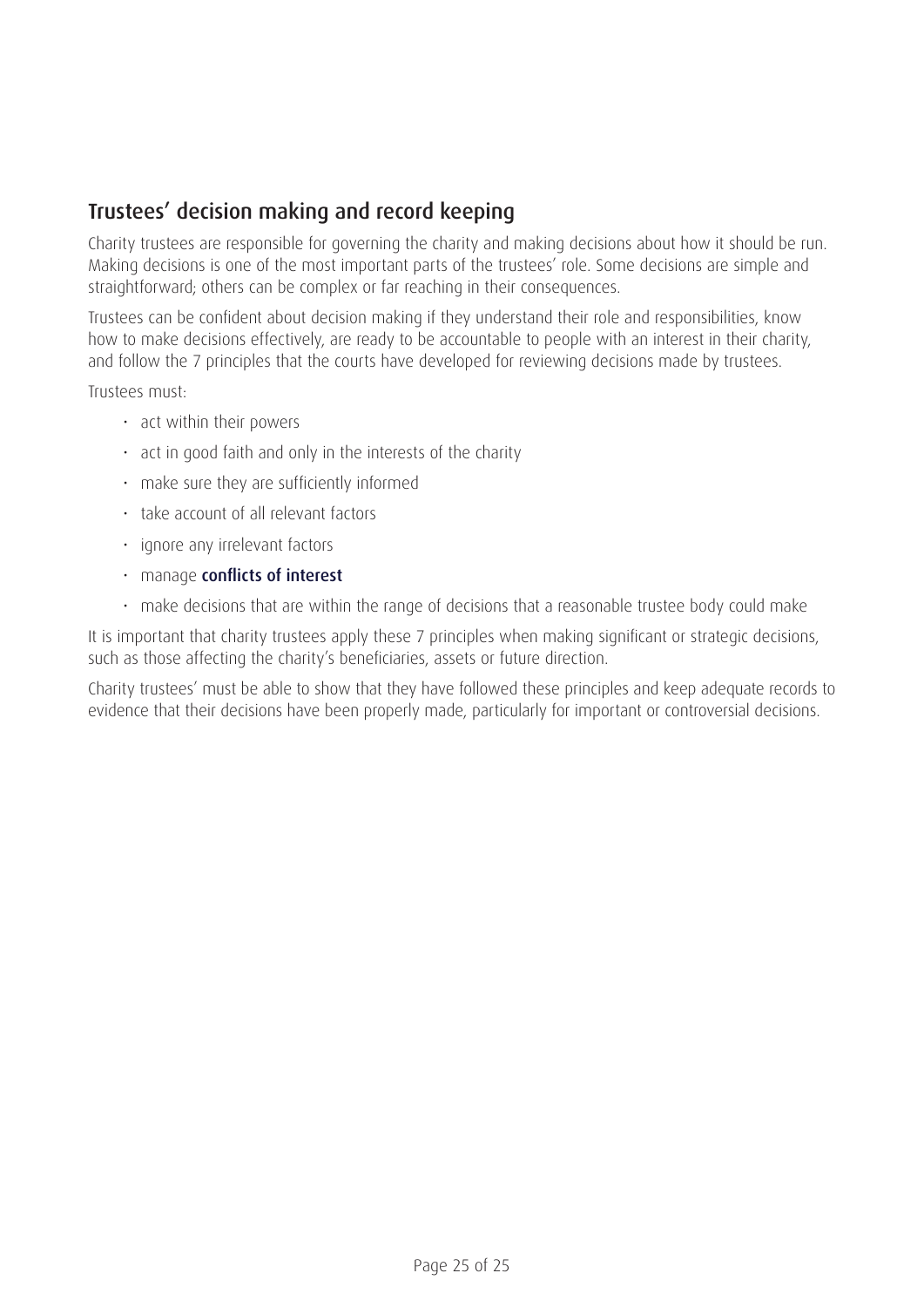## Trustees' decision making and record keeping

Charity trustees are responsible for governing the charity and making decisions about how it should be run. Making decisions is one of the most important parts of the trustees' role. Some decisions are simple and straightforward; others can be complex or far reaching in their consequences.

Trustees can be confident about decision making if they understand their role and responsibilities, know how to make decisions effectively, are ready to be accountable to people with an interest in their charity, and follow the 7 principles that the courts have developed for reviewing decisions made by trustees.

Trustees must:

- act within their powers
- act in good faith and only in the interests of the charity
- make sure they are sufficiently informed
- take account of all relevant factors
- ignore any irrelevant factors
- manage **conflicts of interest**
- make decisions that are within the range of decisions that a reasonable trustee body could make

It is important that charity trustees apply these 7 principles when making significant or strategic decisions, such as those affecting the charity's beneficiaries, assets or future direction.

Charity trustees' must be able to show that they have followed these principles and keep adequate records to evidence that their decisions have been properly made, particularly for important or controversial decisions.